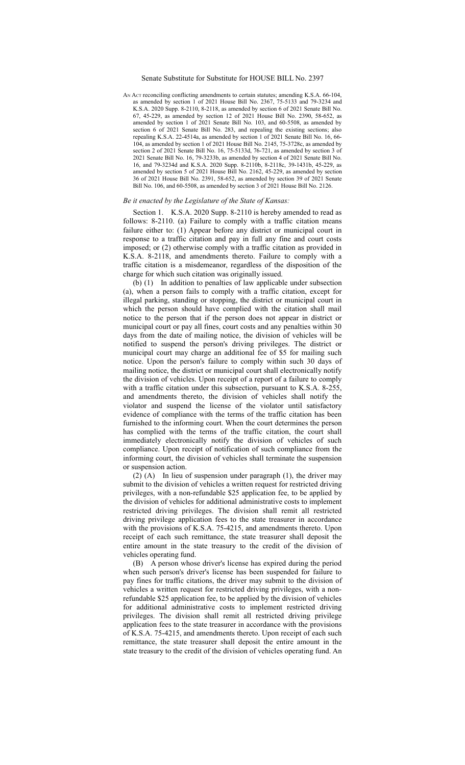# Senate Substitute for Substitute for HOUSE BILL No. 2397

AN ACT reconciling conflicting amendments to certain statutes; amending K.S.A. 66-104, as amended by section 1 of 2021 House Bill No. 2367, 75-5133 and 79-3234 and K.S.A. 2020 Supp. 8-2110, 8-2118, as amended by section 6 of 2021 Senate Bill No. 67, 45-229, as amended by section 12 of 2021 House Bill No. 2390, 58-652, as amended by section 1 of 2021 Senate Bill No. 103, and 60-5508, as amended by section 6 of 2021 Senate Bill No. 283, and repealing the existing sections; also repealing K.S.A. 22-4514a, as amended by section 1 of 2021 Senate Bill No. 16, 66-104, as amended by section 1 of 2021 House Bill No. 2145, 75-3728c, as amended by section 2 of 2021 Senate Bill No. 16, 75-5133d, 76-721, as amended by section 3 of 2021 Senate Bill No. 16, 79-3233b, as amended by section 4 of 2021 Senate Bill No. 16, and 79-3234d and K.S.A. 2020 Supp. 8-2110b, 8-2118c, 39-1431b, 45-229, as amended by section 5 of 2021 House Bill No. 2162, 45-229, as amended by section 36 of 2021 House Bill No. 2391, 58-652, as amended by section 39 of 2021 Senate Bill No. 106, and 60-5508, as amended by section 3 of 2021 House Bill No. 2126.

*Be it enacted by the Legislature of the State of Kansas:*

Section 1. K.S.A. 2020 Supp. 8-2110 is hereby amended to read as follows: 8-2110. (a) Failure to comply with a traffic citation means failure either to: (1) Appear before any district or municipal court in response to a traffic citation and pay in full any fine and court costs imposed; or (2) otherwise comply with a traffic citation as provided in K.S.A. 8-2118, and amendments thereto. Failure to comply with a traffic citation is a misdemeanor, regardless of the disposition of the charge for which such citation was originally issued.

(b) (1) In addition to penalties of law applicable under subsection (a), when a person fails to comply with a traffic citation, except for illegal parking, standing or stopping, the district or municipal court in which the person should have complied with the citation shall mail notice to the person that if the person does not appear in district or municipal court or pay all fines, court costs and any penalties within 30 days from the date of mailing notice, the division of vehicles will be notified to suspend the person's driving privileges. The district or municipal court may charge an additional fee of $5 for mailing such notice. Upon the person's failure to comply within such 30 days of mailing notice, the district or municipal court shall electronically notify the division of vehicles. Upon receipt of a report of a failure to comply with a traffic citation under this subsection, pursuant to K.S.A. 8-255, and amendments thereto, the division of vehicles shall notify the violator and suspend the license of the violator until satisfactory evidence of compliance with the terms of the traffic citation has been furnished to the informing court. When the court determines the person has complied with the terms of the traffic citation, the court shall immediately electronically notify the division of vehicles of such compliance. Upon receipt of notification of such compliance from the informing court, the division of vehicles shall terminate the suspension or suspension action.

(2) (A) In lieu of suspension under paragraph (1), the driver may submit to the division of vehicles a written request for restricted driving privileges, with a non-refundable $25 application fee, to be applied by the division of vehicles for additional administrative costs to implement restricted driving privileges. The division shall remit all restricted driving privilege application fees to the state treasurer in accordance with the provisions of K.S.A. 75-4215, and amendments thereto. Upon receipt of each such remittance, the state treasurer shall deposit the entire amount in the state treasury to the credit of the division of vehicles operating fund.

(B) A person whose driver's license has expired during the period when such person's driver's license has been suspended for failure to pay fines for traffic citations, the driver may submit to the division of vehicles a written request for restricted driving privileges, with a non-refundable $25 application fee, to be applied by the division of vehicles for additional administrative costs to implement restricted driving privileges. The division shall remit all restricted driving privilege application fees to the state treasurer in accordance with the provisions of K.S.A. 75-4215, and amendments thereto. Upon receipt of each such remittance, the state treasurer shall deposit the entire amount in the state treasury to the credit of the division of vehicles operating fund. An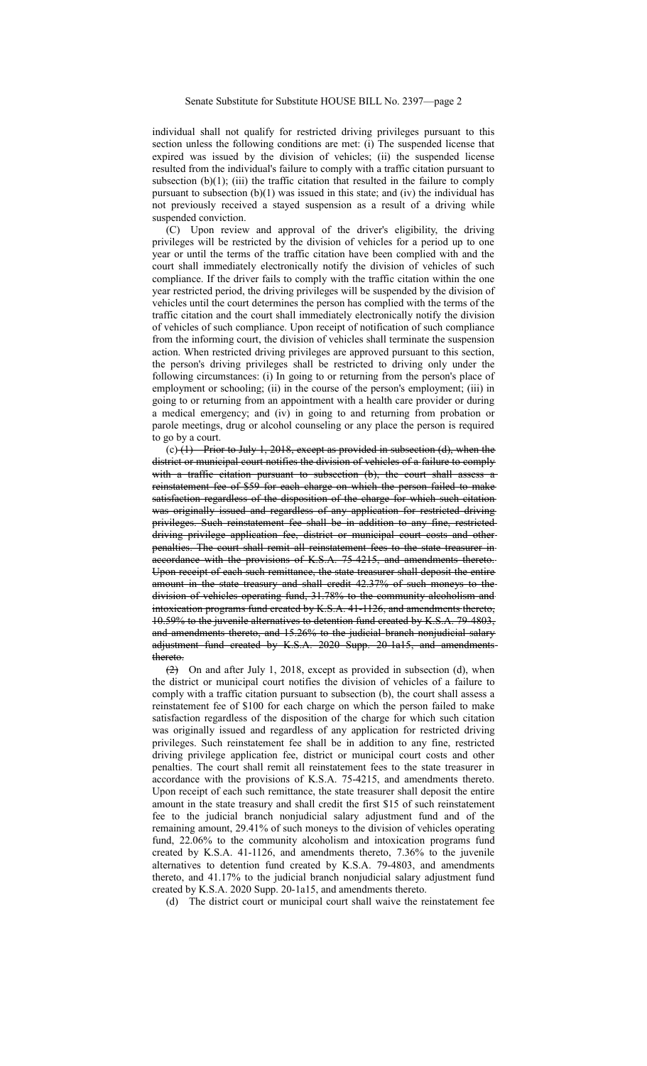individual shall not qualify for restricted driving privileges pursuant to this section unless the following conditions are met: (i) The suspended license that expired was issued by the division of vehicles; (ii) the suspended license resulted from the individual's failure to comply with a traffic citation pursuant to subsection (b)(1); (iii) the traffic citation that resulted in the failure to comply pursuant to subsection (b)(1) was issued in this state; and (iv) the individual has not previously received a stayed suspension as a result of a driving while suspended conviction.

(C) Upon review and approval of the driver's eligibility, the driving privileges will be restricted by the division of vehicles for a period up to one year or until the terms of the traffic citation have been complied with and the court shall immediately electronically notify the division of vehicles of such compliance. If the driver fails to comply with the traffic citation within the one year restricted period, the driving privileges will be suspended by the division of vehicles until the court determines the person has complied with the terms of the traffic citation and the court shall immediately electronically notify the division of vehicles of such compliance. Upon receipt of notification of such compliance from the informing court, the division of vehicles shall terminate the suspension action. When restricted driving privileges are approved pursuant to this section, the person's driving privileges shall be restricted to driving only under the following circumstances: (i) In going to or returning from the person's place of employment or schooling; (ii) in the course of the person's employment; (iii) in going to or returning from an appointment with a health care provider or during a medical emergency; and (iv) in going to and returning from probation or parole meetings, drug or alcohol counseling or any place the person is required to go by a court.

(c) ~~(1) Prior to July 1, 2018, except as provided in subsection (d), when the district or municipal court notifies the division of vehicles of a failure to comply with a traffic citation pursuant to subsection (b), the court shall assess a reinstatement fee of $59 for each charge on which the person failed to make satisfaction regardless of the disposition of the charge for which such citation was originally issued and regardless of any application for restricted driving privileges. Such reinstatement fee shall be in addition to any fine, restricted driving privilege application fee, district or municipal court costs and other penalties. The court shall remit all reinstatement fees to the state treasurer in accordance with the provisions of K.S.A. 75-4215, and amendments thereto. Upon receipt of each such remittance, the state treasurer shall deposit the entire amount in the state treasury and shall credit 42.37% of such moneys to the division of vehicles operating fund, 31.78% to the community alcoholism and intoxication programs fund created by K.S.A. 41-1126, and amendments thereto, 10.59% to the juvenile alternatives to detention fund created by K.S.A. 79-4803, and amendments thereto, and 15.26% to the judicial branch nonjudicial salary adjustment fund created by K.S.A. 2020 Supp. 20-1a15, and amendments thereto.~~

~~(2)~~ On and after July 1, 2018, except as provided in subsection (d), when the district or municipal court notifies the division of vehicles of a failure to comply with a traffic citation pursuant to subsection (b), the court shall assess a reinstatement fee of $100 for each charge on which the person failed to make satisfaction regardless of the disposition of the charge for which such citation was originally issued and regardless of any application for restricted driving privileges. Such reinstatement fee shall be in addition to any fine, restricted driving privilege application fee, district or municipal court costs and other penalties. The court shall remit all reinstatement fees to the state treasurer in accordance with the provisions of K.S.A. 75-4215, and amendments thereto. Upon receipt of each such remittance, the state treasurer shall deposit the entire amount in the state treasury and shall credit the first $15 of such reinstatement fee to the judicial branch nonjudicial salary adjustment fund and of the remaining amount, 29.41% of such moneys to the division of vehicles operating fund, 22.06% to the community alcoholism and intoxication programs fund created by K.S.A. 41-1126, and amendments thereto, 7.36% to the juvenile alternatives to detention fund created by K.S.A. 79-4803, and amendments thereto, and 41.17% to the judicial branch nonjudicial salary adjustment fund created by K.S.A. 2020 Supp. 20-1a15, and amendments thereto.

(d) The district court or municipal court shall waive the reinstatement fee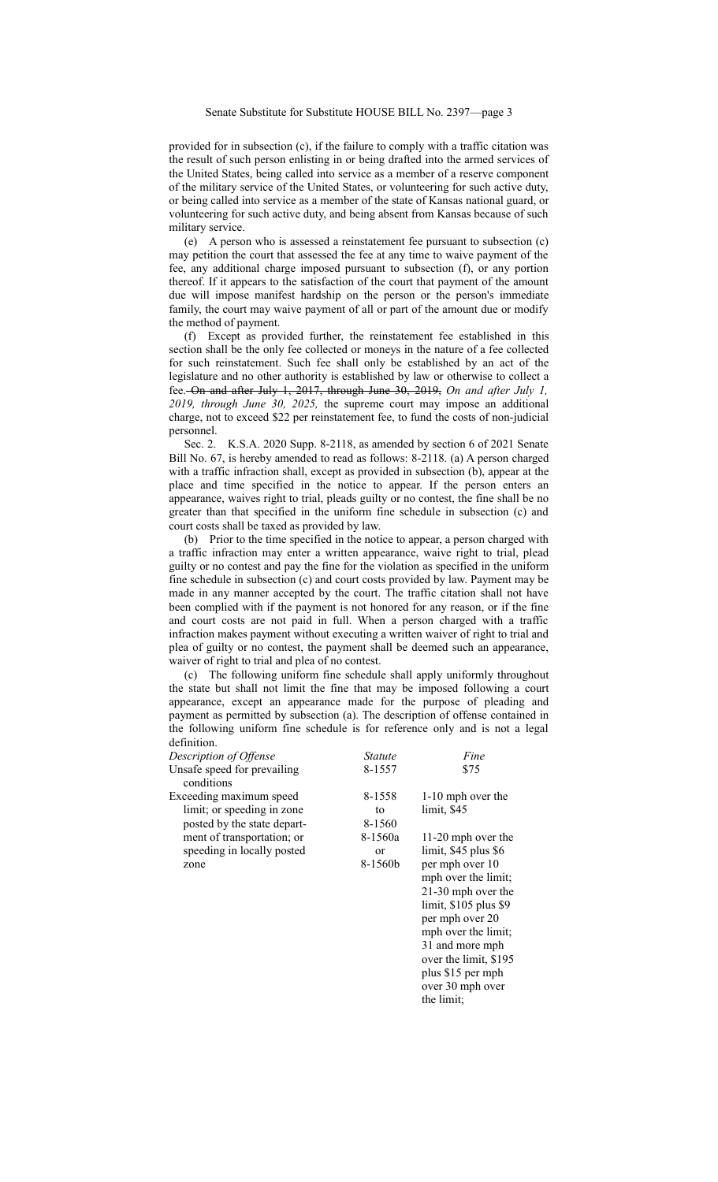provided for in subsection (c), if the failure to comply with a traffic citation was the result of such person enlisting in or being drafted into the armed services of the United States, being called into service as a member of a reserve component of the military service of the United States, or volunteering for such active duty, or being called into service as a member of the state of Kansas national guard, or volunteering for such active duty, and being absent from Kansas because of such military service.

(e) A person who is assessed a reinstatement fee pursuant to subsection (c) may petition the court that assessed the fee at any time to waive payment of the fee, any additional charge imposed pursuant to subsection (f), or any portion thereof. If it appears to the satisfaction of the court that payment of the amount due will impose manifest hardship on the person or the person's immediate family, the court may waive payment of all or part of the amount due or modify the method of payment.

(f) Except as provided further, the reinstatement fee established in this section shall be the only fee collected or moneys in the nature of a fee collected for such reinstatement. Such fee shall only be established by an act of the legislature and no other authority is established by law or otherwise to collect a fee. ~~On and after July 1, 2017, through June 30, 2019,~~ *On and after July 1, 2019, through June 30, 2025,* the supreme court may impose an additional charge, not to exceed $22 per reinstatement fee, to fund the costs of non-judicial personnel.

Sec. 2. K.S.A. 2020 Supp. 8-2118, as amended by section 6 of 2021 Senate Bill No. 67, is hereby amended to read as follows: 8-2118. (a) A person charged with a traffic infraction shall, except as provided in subsection (b), appear at the place and time specified in the notice to appear. If the person enters an appearance, waives right to trial, pleads guilty or no contest, the fine shall be no greater than that specified in the uniform fine schedule in subsection (c) and court costs shall be taxed as provided by law.

(b) Prior to the time specified in the notice to appear, a person charged with a traffic infraction may enter a written appearance, waive right to trial, plead guilty or no contest and pay the fine for the violation as specified in the uniform fine schedule in subsection (c) and court costs provided by law. Payment may be made in any manner accepted by the court. The traffic citation shall not have been complied with if the payment is not honored for any reason, or if the fine and court costs are not paid in full. When a person charged with a traffic infraction makes payment without executing a written waiver of right to trial and plea of guilty or no contest, the payment shall be deemed such an appearance, waiver of right to trial and plea of no contest.

(c) The following uniform fine schedule shall apply uniformly throughout the state but shall not limit the fine that may be imposed following a court appearance, except an appearance made for the purpose of pleading and payment as permitted by subsection (a). The description of offense contained in the following uniform fine schedule is for reference only and is not a legal definition.

| *Description of Offense* | *Statute* | *Fine* |
|---|---|---|
| Unsafe speed for prevailing conditions | 8-1557 | $75 |
| Exceeding maximum speed limit; or speeding in zone posted by the state department of transportation; or speeding in locally posted zone | 8-1558 to 8-1560 8-1560a or 8-1560b | 1-10 mph over the limit, $45<br>11-20 mph over the limit, $45 plus $6 per mph over 10 mph over the limit; 21-30 mph over the limit, $105 plus $9 per mph over 20 mph over the limit; 31 and more mph over the limit, $195 plus $15 per mph over 30 mph over the limit; |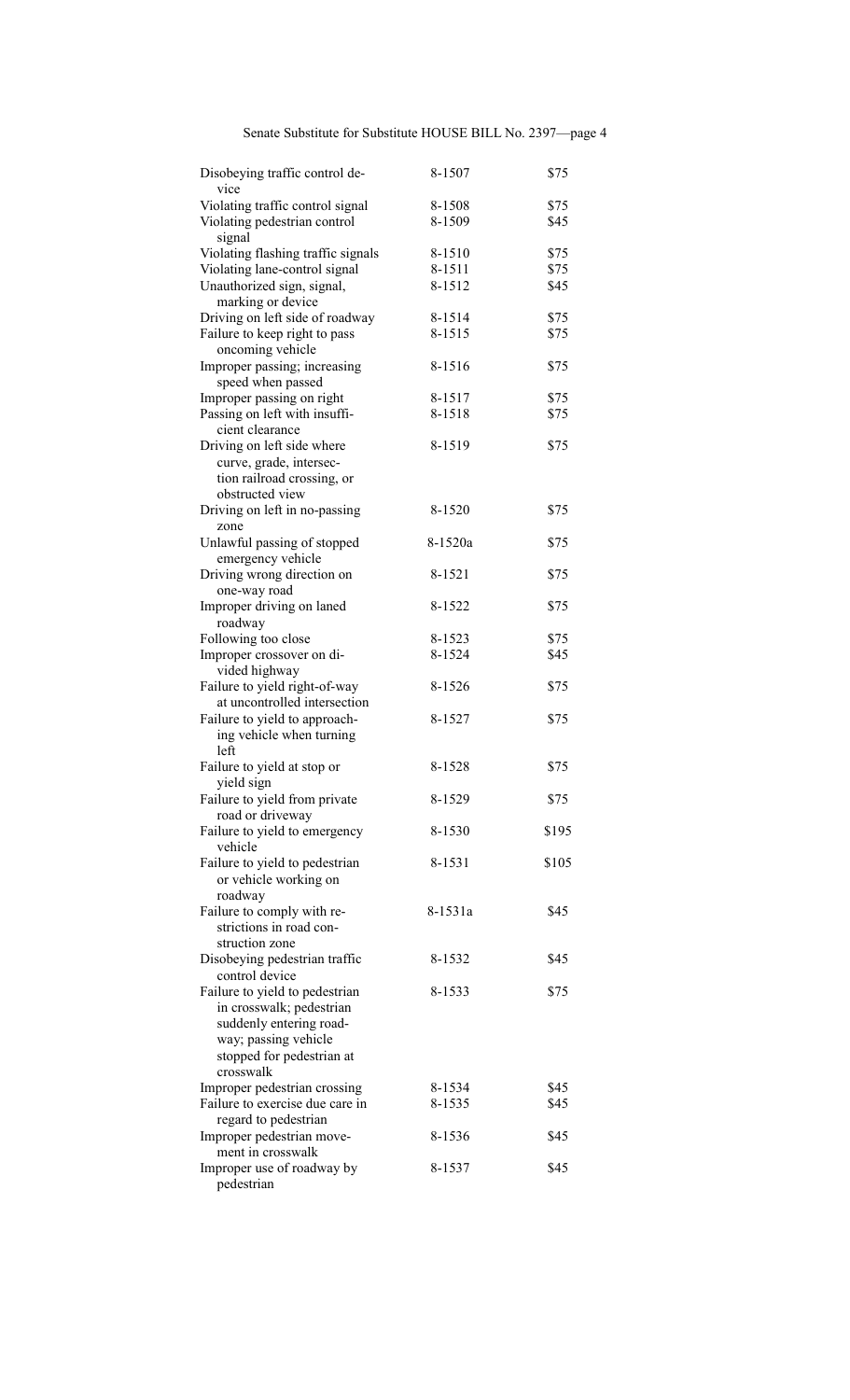| | | |
|---|---|---|
| Disobeying traffic control device | 8-1507 | $75 |
| Violating traffic control signal | 8-1508 | $75 |
| Violating pedestrian control signal | 8-1509 | $45 |
| Violating flashing traffic signals | 8-1510 | $75 |
| Violating lane-control signal | 8-1511 | $75 |
| Unauthorized sign, signal, marking or device | 8-1512 | $45 |
| Driving on left side of roadway | 8-1514 | $75 |
| Failure to keep right to pass oncoming vehicle | 8-1515 | $75 |
| Improper passing; increasing speed when passed | 8-1516 | $75 |
| Improper passing on right | 8-1517 | $75 |
| Passing on left with insufficient clearance | 8-1518 | $75 |
| Driving on left side where curve, grade, intersection railroad crossing, or obstructed view | 8-1519 | $75 |
| Driving on left in no-passing zone | 8-1520 | $75 |
| Unlawful passing of stopped emergency vehicle | 8-1520a | $75 |
| Driving wrong direction on one-way road | 8-1521 | $75 |
| Improper driving on laned roadway | 8-1522 | $75 |
| Following too close | 8-1523 | $75 |
| Improper crossover on divided highway | 8-1524 | $45 |
| Failure to yield right-of-way at uncontrolled intersection | 8-1526 | $75 |
| Failure to yield to approaching vehicle when turning left | 8-1527 | $75 |
| Failure to yield at stop or yield sign | 8-1528 | $75 |
| Failure to yield from private road or driveway | 8-1529 | $75 |
| Failure to yield to emergency vehicle | 8-1530 | $195 |
| Failure to yield to pedestrian or vehicle working on roadway | 8-1531 | $105 |
| Failure to comply with restrictions in road construction zone | 8-1531a | $45 |
| Disobeying pedestrian traffic control device | 8-1532 | $45 |
| Failure to yield to pedestrian in crosswalk; pedestrian suddenly entering roadway; passing vehicle stopped for pedestrian at crosswalk | 8-1533 | $75 |
| Improper pedestrian crossing | 8-1534 | $45 |
| Failure to exercise due care in regard to pedestrian | 8-1535 | $45 |
| Improper pedestrian movement in crosswalk | 8-1536 | $45 |
| Improper use of roadway by pedestrian | 8-1537 | $45 |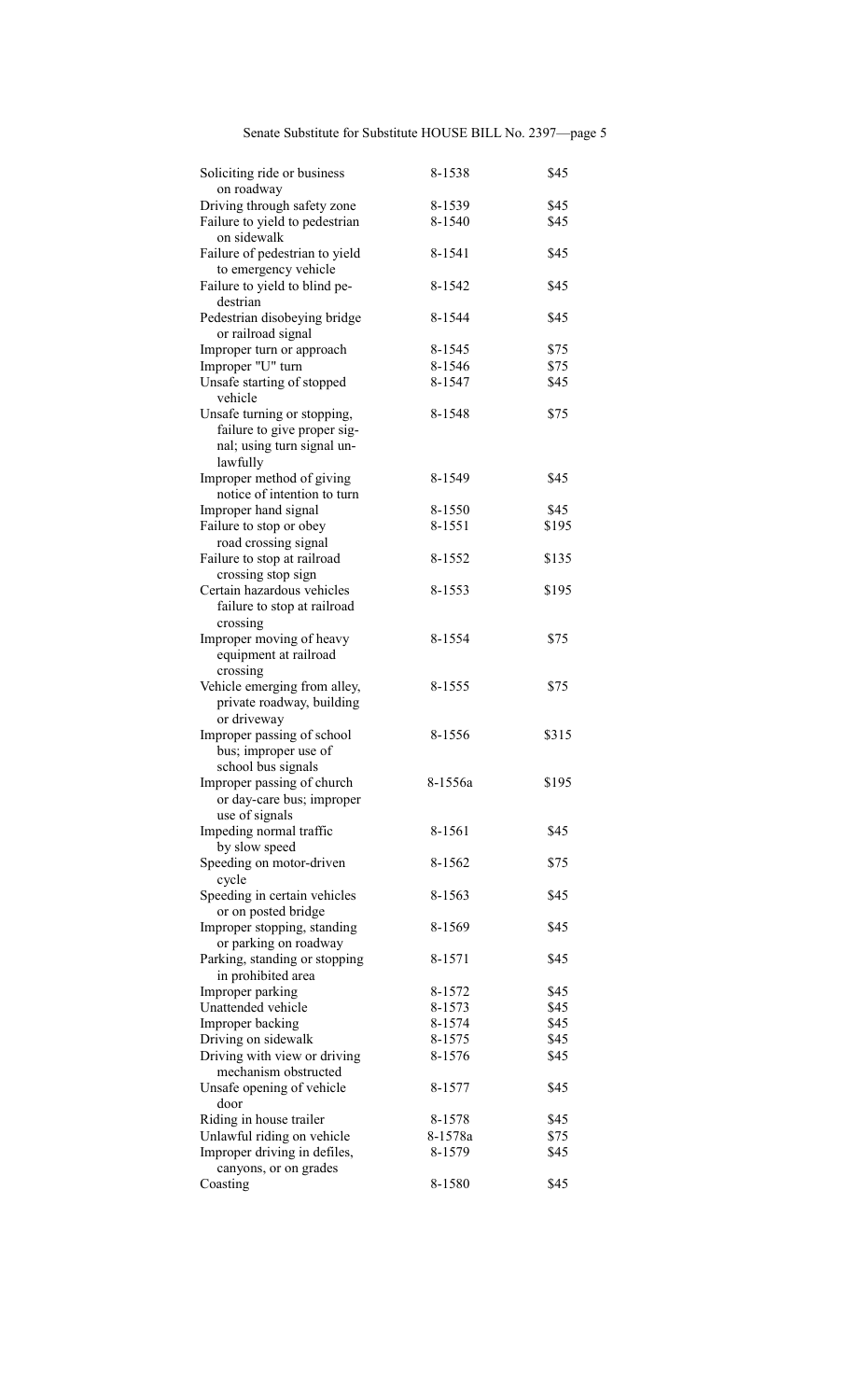| | | |
|---|---|---|
| Soliciting ride or business on roadway | 8-1538 | $45 |
| Driving through safety zone | 8-1539 | $45 |
| Failure to yield to pedestrian on sidewalk | 8-1540 | $45 |
| Failure of pedestrian to yield to emergency vehicle | 8-1541 | $45 |
| Failure to yield to blind pedestrian | 8-1542 | $45 |
| Pedestrian disobeying bridge or railroad signal | 8-1544 | $45 |
| Improper turn or approach | 8-1545 | $75 |
| Improper "U" turn | 8-1546 | $75 |
| Unsafe starting of stopped vehicle | 8-1547 | $45 |
| Unsafe turning or stopping, failure to give proper signal; using turn signal unlawfully | 8-1548 | $75 |
| Improper method of giving notice of intention to turn | 8-1549 | $45 |
| Improper hand signal | 8-1550 | $45 |
| Failure to stop or obey road crossing signal | 8-1551 | $195 |
| Failure to stop at railroad crossing stop sign | 8-1552 | $135 |
| Certain hazardous vehicles failure to stop at railroad crossing | 8-1553 | $195 |
| Improper moving of heavy equipment at railroad crossing | 8-1554 | $75 |
| Vehicle emerging from alley, private roadway, building or driveway | 8-1555 | $75 |
| Improper passing of school bus; improper use of school bus signals | 8-1556 | $315 |
| Improper passing of church or day-care bus; improper use of signals | 8-1556a | $195 |
| Impeding normal traffic by slow speed | 8-1561 | $45 |
| Speeding on motor-driven cycle | 8-1562 | $75 |
| Speeding in certain vehicles or on posted bridge | 8-1563 | $45 |
| Improper stopping, standing or parking on roadway | 8-1569 | $45 |
| Parking, standing or stopping in prohibited area | 8-1571 | $45 |
| Improper parking | 8-1572 | $45 |
| Unattended vehicle | 8-1573 | $45 |
| Improper backing | 8-1574 | $45 |
| Driving on sidewalk | 8-1575 | $45 |
| Driving with view or driving mechanism obstructed | 8-1576 | $45 |
| Unsafe opening of vehicle door | 8-1577 | $45 |
| Riding in house trailer | 8-1578 | $45 |
| Unlawful riding on vehicle | 8-1578a | $75 |
| Improper driving in defiles, canyons, or on grades | 8-1579 | $45 |
| Coasting | 8-1580 | $45 |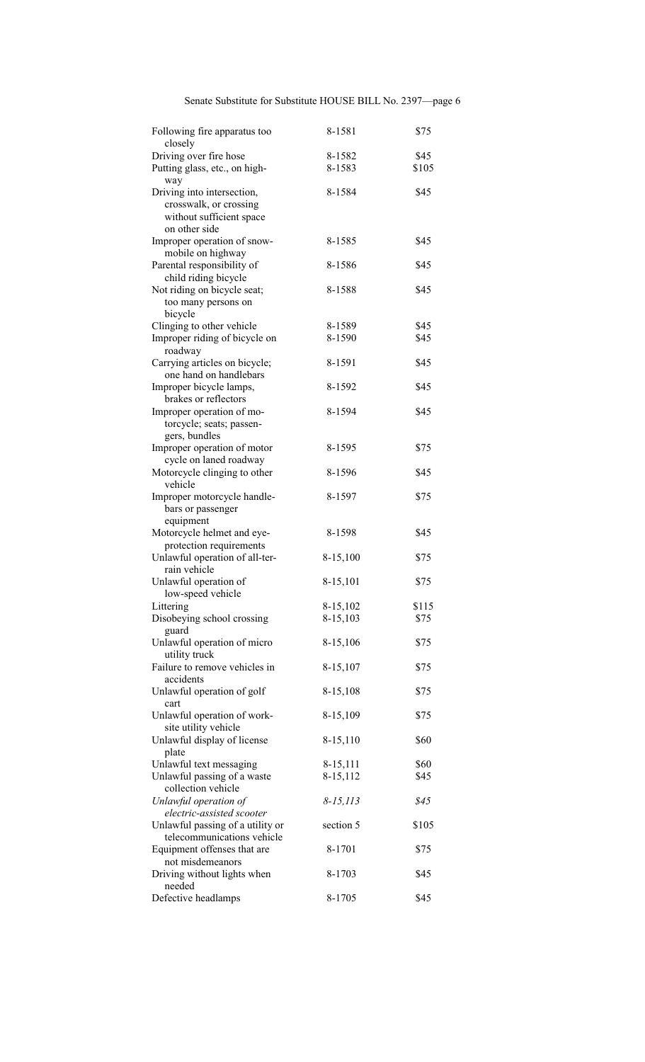| | | |
|---|---|---|
| Following fire apparatus too closely | 8-1581 | \$75 |
| Driving over fire hose | 8-1582 | \$45 |
| Putting glass, etc., on highway | 8-1583 | \$105 |
| Driving into intersection, crosswalk, or crossing without sufficient space on other side | 8-1584 | \$45 |
| Improper operation of snowmobile on highway | 8-1585 | \$45 |
| Parental responsibility of child riding bicycle | 8-1586 | \$45 |
| Not riding on bicycle seat; too many persons on bicycle | 8-1588 | \$45 |
| Clinging to other vehicle | 8-1589 | \$45 |
| Improper riding of bicycle on roadway | 8-1590 | \$45 |
| Carrying articles on bicycle; one hand on handlebars | 8-1591 | \$45 |
| Improper bicycle lamps, brakes or reflectors | 8-1592 | \$45 |
| Improper operation of motorcycle; seats; passengers, bundles | 8-1594 | \$45 |
| Improper operation of motor cycle on laned roadway | 8-1595 | \$75 |
| Motorcycle clinging to other vehicle | 8-1596 | \$45 |
| Improper motorcycle handlebars or passenger equipment | 8-1597 | \$75 |
| Motorcycle helmet and eye-protection requirements | 8-1598 | \$45 |
| Unlawful operation of all-terrain vehicle | 8-15,100 | \$75 |
| Unlawful operation of low-speed vehicle | 8-15,101 | \$75 |
| Littering | 8-15,102 | \$115 |
| Disobeying school crossing guard | 8-15,103 | \$75 |
| Unlawful operation of micro utility truck | 8-15,106 | \$75 |
| Failure to remove vehicles in accidents | 8-15,107 | \$75 |
| Unlawful operation of golf cart | 8-15,108 | \$75 |
| Unlawful operation of work-site utility vehicle | 8-15,109 | \$75 |
| Unlawful display of license plate | 8-15,110 | \$60 |
| Unlawful text messaging | 8-15,111 | \$60 |
| Unlawful passing of a waste collection vehicle | 8-15,112 | \$45 |
| *Unlawful operation of electric-assisted scooter* | *8-15,113* | *\$45* |
| Unlawful passing of a utility or telecommunications vehicle | section 5 | \$105 |
| Equipment offenses that are not misdemeanors | 8-1701 | \$75 |
| Driving without lights when needed | 8-1703 | \$45 |
| Defective headlamps | 8-1705 | \$45 |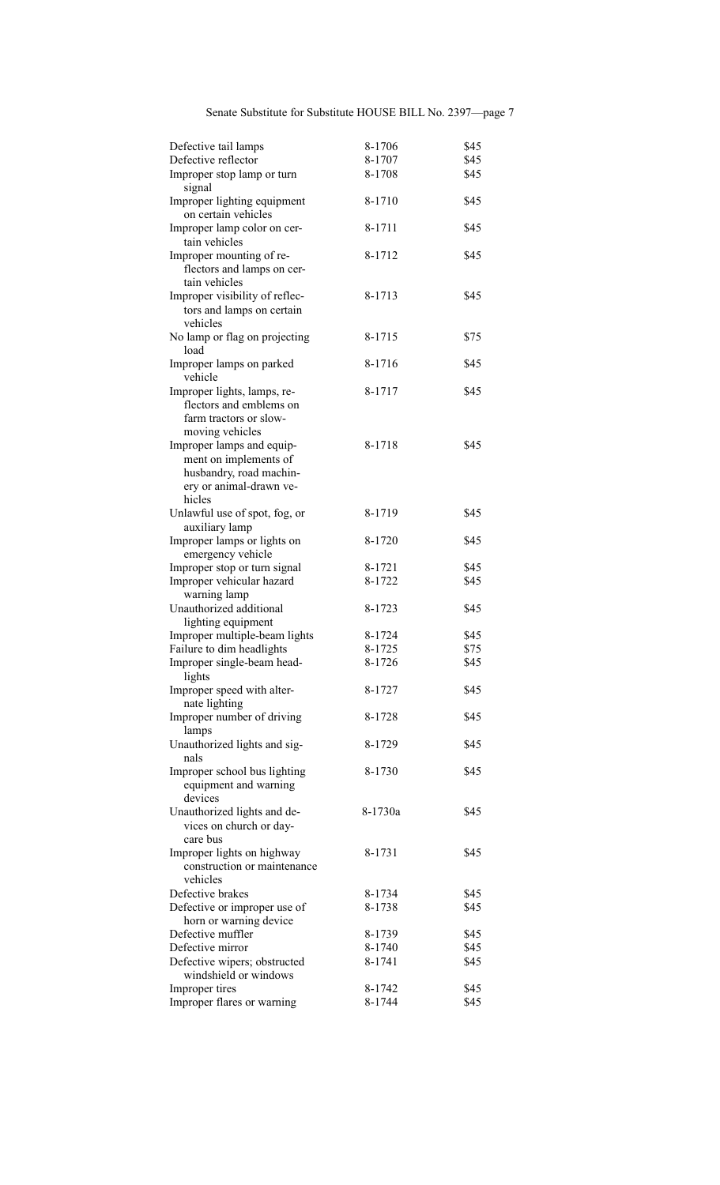| | | |
|---|---|---|
| Defective tail lamps | 8-1706 | $45 |
| Defective reflector | 8-1707 | $45 |
| Improper stop lamp or turn signal | 8-1708 | $45 |
| Improper lighting equipment on certain vehicles | 8-1710 | $45 |
| Improper lamp color on certain vehicles | 8-1711 | $45 |
| Improper mounting of reflectors and lamps on certain vehicles | 8-1712 | $45 |
| Improper visibility of reflectors and lamps on certain vehicles | 8-1713 | $45 |
| No lamp or flag on projecting load | 8-1715 | $75 |
| Improper lamps on parked vehicle | 8-1716 | $45 |
| Improper lights, lamps, reflectors and emblems on farm tractors or slow-moving vehicles | 8-1717 | $45 |
| Improper lamps and equipment on implements of husbandry, road machinery or animal-drawn vehicles | 8-1718 | $45 |
| Unlawful use of spot, fog, or auxiliary lamp | 8-1719 | $45 |
| Improper lamps or lights on emergency vehicle | 8-1720 | $45 |
| Improper stop or turn signal | 8-1721 | $45 |
| Improper vehicular hazard warning lamp | 8-1722 | $45 |
| Unauthorized additional lighting equipment | 8-1723 | $45 |
| Improper multiple-beam lights | 8-1724 | $45 |
| Failure to dim headlights | 8-1725 | $75 |
| Improper single-beam headlights | 8-1726 | $45 |
| Improper speed with alternate lighting | 8-1727 | $45 |
| Improper number of driving lamps | 8-1728 | $45 |
| Unauthorized lights and signals | 8-1729 | $45 |
| Improper school bus lighting equipment and warning devices | 8-1730 | $45 |
| Unauthorized lights and devices on church or day-care bus | 8-1730a | $45 |
| Improper lights on highway construction or maintenance vehicles | 8-1731 | $45 |
| Defective brakes | 8-1734 | $45 |
| Defective or improper use of horn or warning device | 8-1738 | $45 |
| Defective muffler | 8-1739 | $45 |
| Defective mirror | 8-1740 | $45 |
| Defective wipers; obstructed windshield or windows | 8-1741 | $45 |
| Improper tires | 8-1742 | $45 |
| Improper flares or warning | 8-1744 | $45 |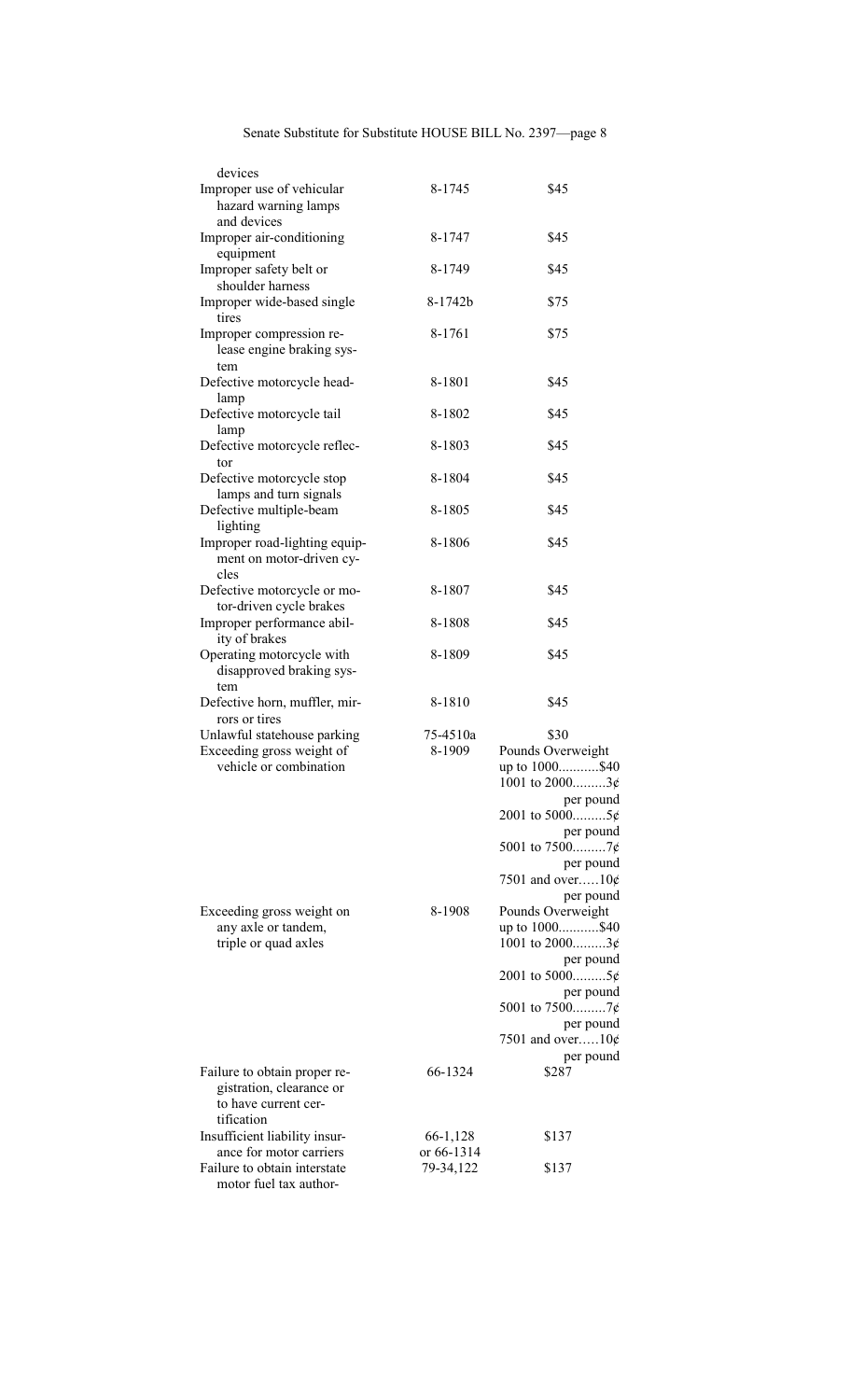| | | |
|---|---|---|
| devices | | |
| Improper use of vehicular hazard warning lamps and devices | 8-1745 | $45 |
| Improper air-conditioning equipment | 8-1747 | $45 |
| Improper safety belt or shoulder harness | 8-1749 | $45 |
| Improper wide-based single tires | 8-1742b | $75 |
| Improper compression release engine braking system | 8-1761 | $75 |
| Defective motorcycle headlamp | 8-1801 | $45 |
| Defective motorcycle tail lamp | 8-1802 | $45 |
| Defective motorcycle reflector | 8-1803 | $45 |
| Defective motorcycle stop lamps and turn signals | 8-1804 | $45 |
| Defective multiple-beam lighting | 8-1805 | $45 |
| Improper road-lighting equipment on motor-driven cycles | 8-1806 | $45 |
| Defective motorcycle or motor-driven cycle brakes | 8-1807 | $45 |
| Improper performance ability of brakes | 8-1808 | $45 |
| Operating motorcycle with disapproved braking system | 8-1809 | $45 |
| Defective horn, muffler, mirrors or tires | 8-1810 | $45 |
| Unlawful statehouse parking | 75-4510a | $30 |
| Exceeding gross weight of vehicle or combination | 8-1909 | Pounds Overweight<br>up to 1000...........$40<br>1001 to 2000.........3¢ per pound<br>2001 to 5000.........5¢ per pound<br>5001 to 7500.........7¢ per pound<br>7501 and over.....10¢ per pound |
| Exceeding gross weight on any axle or tandem, triple or quad axles | 8-1908 | Pounds Overweight<br>up to 1000...........$40<br>1001 to 2000.........3¢ per pound<br>2001 to 5000.........5¢ per pound<br>5001 to 7500.........7¢ per pound<br>7501 and over.....10¢ per pound |
| Failure to obtain proper registration, clearance or to have current certification | 66-1324 | $287 |
| Insufficient liability insurance for motor carriers | 66-1,128 or 66-1314 | $137 |
| Failure to obtain interstate motor fuel tax author- | 79-34,122 | $137 |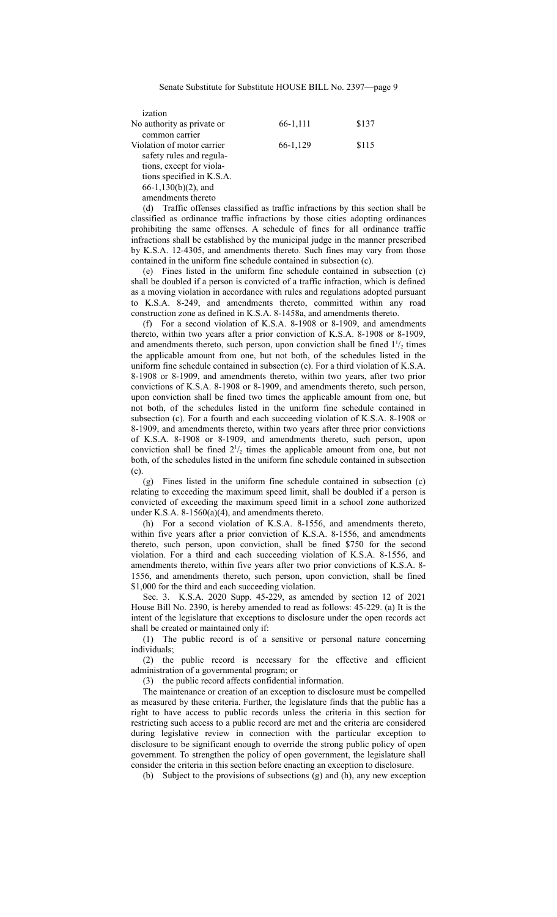| | | |
|---|---|---|
| ization | | |
| No authority as private or common carrier | 66-1,111 | \$137 |
| Violation of motor carrier safety rules and regulations, except for violations specified in K.S.A. 66-1,130(b)(2), and amendments thereto | 66-1,129 | \$115 |

(d) Traffic offenses classified as traffic infractions by this section shall be classified as ordinance traffic infractions by those cities adopting ordinances prohibiting the same offenses. A schedule of fines for all ordinance traffic infractions shall be established by the municipal judge in the manner prescribed by K.S.A. 12-4305, and amendments thereto. Such fines may vary from those contained in the uniform fine schedule contained in subsection (c).

(e) Fines listed in the uniform fine schedule contained in subsection (c) shall be doubled if a person is convicted of a traffic infraction, which is defined as a moving violation in accordance with rules and regulations adopted pursuant to K.S.A. 8-249, and amendments thereto, committed within any road construction zone as defined in K.S.A. 8-1458a, and amendments thereto.

(f) For a second violation of K.S.A. 8-1908 or 8-1909, and amendments thereto, within two years after a prior conviction of K.S.A. 8-1908 or 8-1909, and amendments thereto, such person, upon conviction shall be fined $1^1/_2$ times the applicable amount from one, but not both, of the schedules listed in the uniform fine schedule contained in subsection (c). For a third violation of K.S.A. 8-1908 or 8-1909, and amendments thereto, within two years, after two prior convictions of K.S.A. 8-1908 or 8-1909, and amendments thereto, such person, upon conviction shall be fined two times the applicable amount from one, but not both, of the schedules listed in the uniform fine schedule contained in subsection (c). For a fourth and each succeeding violation of K.S.A. 8-1908 or 8-1909, and amendments thereto, within two years after three prior convictions of K.S.A. 8-1908 or 8-1909, and amendments thereto, such person, upon conviction shall be fined $2^1/_2$ times the applicable amount from one, but not both, of the schedules listed in the uniform fine schedule contained in subsection (c).

(g) Fines listed in the uniform fine schedule contained in subsection (c) relating to exceeding the maximum speed limit, shall be doubled if a person is convicted of exceeding the maximum speed limit in a school zone authorized under K.S.A. 8-1560(a)(4), and amendments thereto.

(h) For a second violation of K.S.A. 8-1556, and amendments thereto, within five years after a prior conviction of K.S.A. 8-1556, and amendments thereto, such person, upon conviction, shall be fined \$750 for the second violation. For a third and each succeeding violation of K.S.A. 8-1556, and amendments thereto, within five years after two prior convictions of K.S.A. 8-1556, and amendments thereto, such person, upon conviction, shall be fined \$1,000 for the third and each succeeding violation.

Sec. 3. K.S.A. 2020 Supp. 45-229, as amended by section 12 of 2021 House Bill No. 2390, is hereby amended to read as follows: 45-229. (a) It is the intent of the legislature that exceptions to disclosure under the open records act shall be created or maintained only if:

(1) The public record is of a sensitive or personal nature concerning individuals;

(2) the public record is necessary for the effective and efficient administration of a governmental program; or

(3) the public record affects confidential information.

The maintenance or creation of an exception to disclosure must be compelled as measured by these criteria. Further, the legislature finds that the public has a right to have access to public records unless the criteria in this section for restricting such access to a public record are met and the criteria are considered during legislative review in connection with the particular exception to disclosure to be significant enough to override the strong public policy of open government. To strengthen the policy of open government, the legislature shall consider the criteria in this section before enacting an exception to disclosure.

(b) Subject to the provisions of subsections (g) and (h), any new exception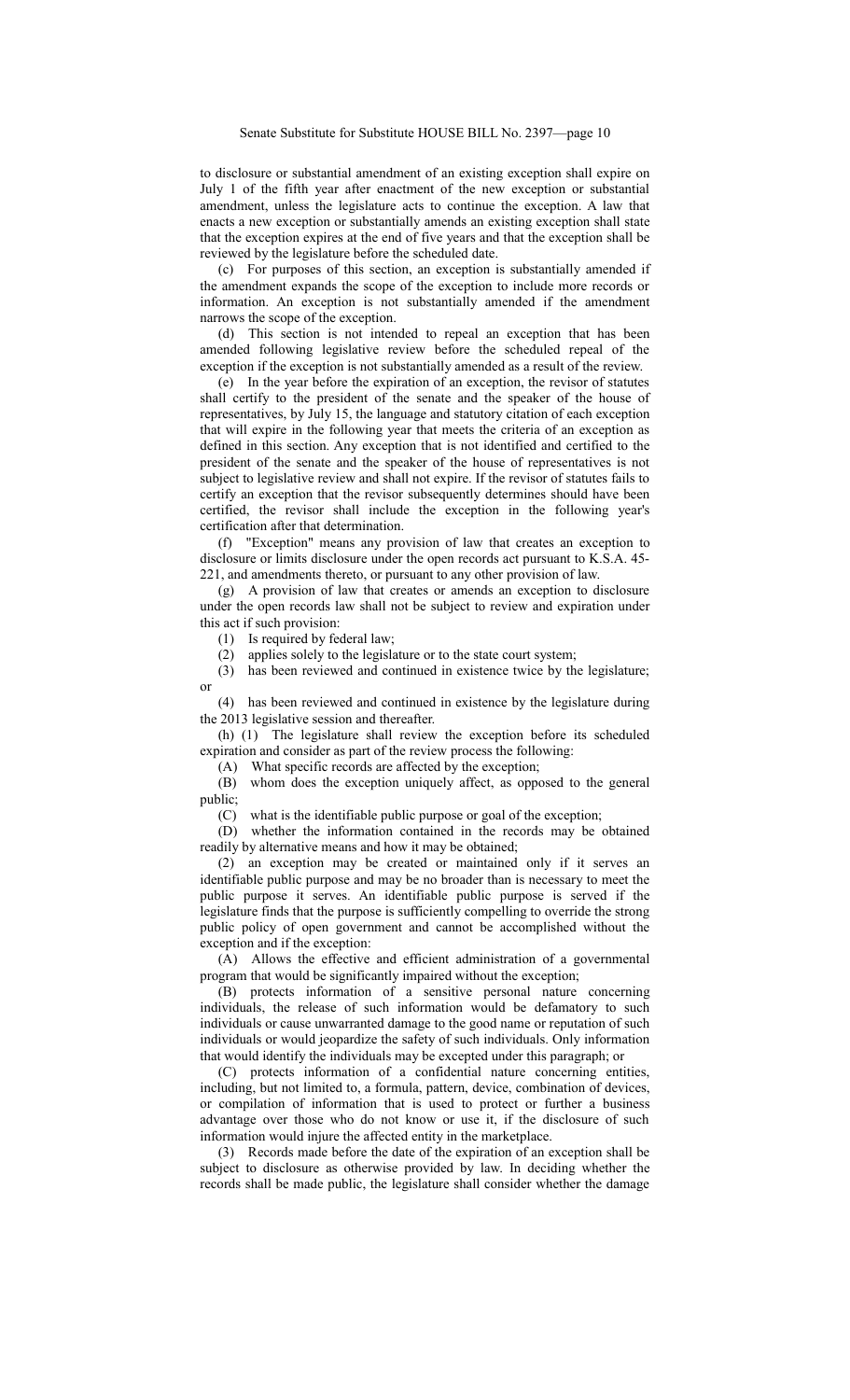to disclosure or substantial amendment of an existing exception shall expire on July 1 of the fifth year after enactment of the new exception or substantial amendment, unless the legislature acts to continue the exception. A law that enacts a new exception or substantially amends an existing exception shall state that the exception expires at the end of five years and that the exception shall be reviewed by the legislature before the scheduled date.

(c) For purposes of this section, an exception is substantially amended if the amendment expands the scope of the exception to include more records or information. An exception is not substantially amended if the amendment narrows the scope of the exception.

(d) This section is not intended to repeal an exception that has been amended following legislative review before the scheduled repeal of the exception if the exception is not substantially amended as a result of the review.

(e) In the year before the expiration of an exception, the revisor of statutes shall certify to the president of the senate and the speaker of the house of representatives, by July 15, the language and statutory citation of each exception that will expire in the following year that meets the criteria of an exception as defined in this section. Any exception that is not identified and certified to the president of the senate and the speaker of the house of representatives is not subject to legislative review and shall not expire. If the revisor of statutes fails to certify an exception that the revisor subsequently determines should have been certified, the revisor shall include the exception in the following year's certification after that determination.

(f) "Exception" means any provision of law that creates an exception to disclosure or limits disclosure under the open records act pursuant to K.S.A. 45-221, and amendments thereto, or pursuant to any other provision of law.

(g) A provision of law that creates or amends an exception to disclosure under the open records law shall not be subject to review and expiration under this act if such provision:

(1) Is required by federal law;

(2) applies solely to the legislature or to the state court system;

(3) has been reviewed and continued in existence twice by the legislature; or

(4) has been reviewed and continued in existence by the legislature during the 2013 legislative session and thereafter.

(h) (1) The legislature shall review the exception before its scheduled expiration and consider as part of the review process the following:

(A) What specific records are affected by the exception;

(B) whom does the exception uniquely affect, as opposed to the general public;

(C) what is the identifiable public purpose or goal of the exception;

(D) whether the information contained in the records may be obtained readily by alternative means and how it may be obtained;

(2) an exception may be created or maintained only if it serves an identifiable public purpose and may be no broader than is necessary to meet the public purpose it serves. An identifiable public purpose is served if the legislature finds that the purpose is sufficiently compelling to override the strong public policy of open government and cannot be accomplished without the exception and if the exception:

(A) Allows the effective and efficient administration of a governmental program that would be significantly impaired without the exception;

(B) protects information of a sensitive personal nature concerning individuals, the release of such information would be defamatory to such individuals or cause unwarranted damage to the good name or reputation of such individuals or would jeopardize the safety of such individuals. Only information that would identify the individuals may be excepted under this paragraph; or

(C) protects information of a confidential nature concerning entities, including, but not limited to, a formula, pattern, device, combination of devices, or compilation of information that is used to protect or further a business advantage over those who do not know or use it, if the disclosure of such information would injure the affected entity in the marketplace.

(3) Records made before the date of the expiration of an exception shall be subject to disclosure as otherwise provided by law. In deciding whether the records shall be made public, the legislature shall consider whether the damage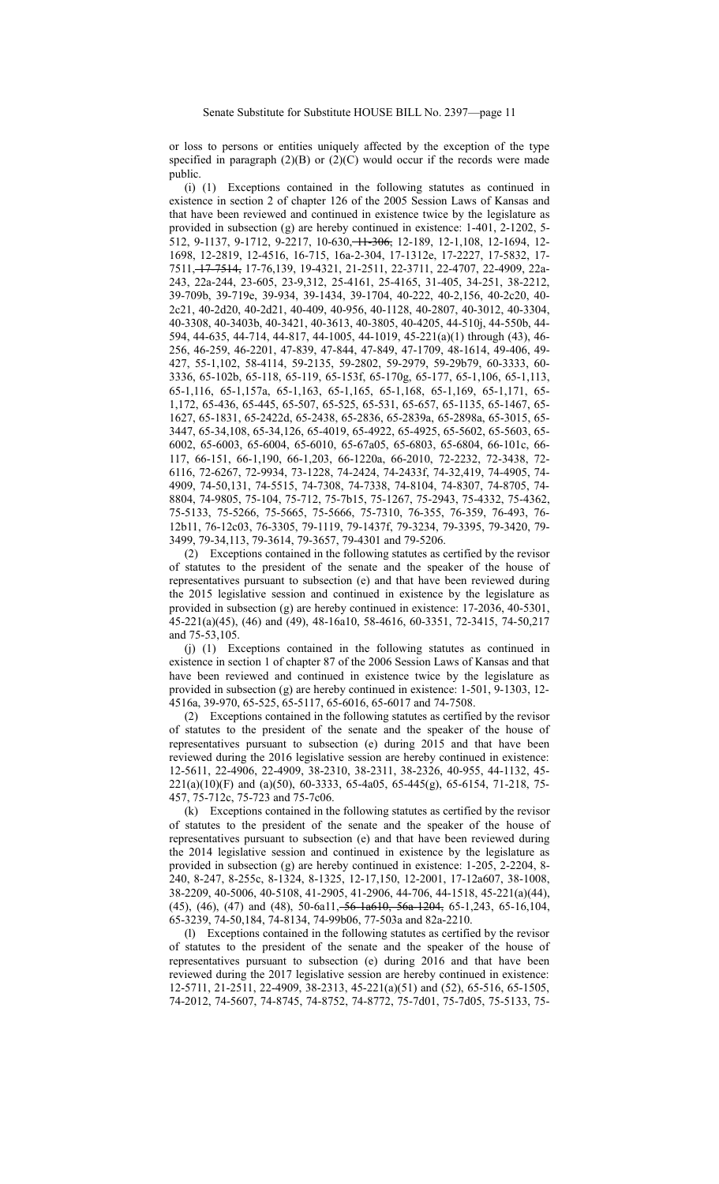or loss to persons or entities uniquely affected by the exception of the type specified in paragraph (2)(B) or (2)(C) would occur if the records were made public.

(i) (1) Exceptions contained in the following statutes as continued in existence in section 2 of chapter 126 of the 2005 Session Laws of Kansas and that have been reviewed and continued in existence twice by the legislature as provided in subsection (g) are hereby continued in existence: 1-401, 2-1202, 5-512, 9-1137, 9-1712, 9-2217, 10-630, ~~11-306,~~ 12-189, 12-1,108, 12-1694, 12-1698, 12-2819, 12-4516, 16-715, 16a-2-304, 17-1312e, 17-2227, 17-5832, 17-7511, ~~17-7514,~~ 17-76,139, 19-4321, 21-2511, 22-3711, 22-4707, 22-4909, 22a-243, 22a-244, 23-605, 23-9,312, 25-4161, 25-4165, 31-405, 34-251, 38-2212, 39-709b, 39-719e, 39-934, 39-1434, 39-1704, 40-222, 40-2,156, 40-2c20, 40-2c21, 40-2d20, 40-2d21, 40-409, 40-956, 40-1128, 40-2807, 40-3012, 40-3304, 40-3308, 40-3403b, 40-3421, 40-3613, 40-3805, 40-4205, 44-510j, 44-550b, 44-594, 44-635, 44-714, 44-817, 44-1005, 44-1019, 45-221(a)(1) through (43), 46-256, 46-259, 46-2201, 47-839, 47-844, 47-849, 47-1709, 48-1614, 49-406, 49-427, 55-1,102, 58-4114, 59-2135, 59-2802, 59-2979, 59-29b79, 60-3333, 60-3336, 65-102b, 65-118, 65-119, 65-153f, 65-170g, 65-177, 65-1,106, 65-1,113, 65-1,116, 65-1,157a, 65-1,163, 65-1,165, 65-1,168, 65-1,169, 65-1,171, 65-1,172, 65-436, 65-445, 65-507, 65-525, 65-531, 65-657, 65-1135, 65-1467, 65-1627, 65-1831, 65-2422d, 65-2438, 65-2836, 65-2839a, 65-2898a, 65-3015, 65-3447, 65-34,108, 65-34,126, 65-4019, 65-4922, 65-4925, 65-5602, 65-5603, 65-6002, 65-6003, 65-6004, 65-6010, 65-67a05, 65-6803, 65-6804, 66-101c, 66-117, 66-151, 66-1,190, 66-1,203, 66-1220a, 66-2010, 72-2232, 72-3438, 72-6116, 72-6267, 72-9934, 73-1228, 74-2424, 74-2433f, 74-32,419, 74-4905, 74-4909, 74-50,131, 74-5515, 74-7308, 74-7338, 74-8104, 74-8307, 74-8705, 74-8804, 74-9805, 75-104, 75-712, 75-7b15, 75-1267, 75-2943, 75-4332, 75-4362, 75-5133, 75-5266, 75-5665, 75-5666, 75-7310, 76-355, 76-359, 76-493, 76-12b11, 76-12c03, 76-3305, 79-1119, 79-1437f, 79-3234, 79-3395, 79-3420, 79-3499, 79-34,113, 79-3614, 79-3657, 79-4301 and 79-5206.

(2) Exceptions contained in the following statutes as certified by the revisor of statutes to the president of the senate and the speaker of the house of representatives pursuant to subsection (e) and that have been reviewed during the 2015 legislative session and continued in existence by the legislature as provided in subsection (g) are hereby continued in existence: 17-2036, 40-5301, 45-221(a)(45), (46) and (49), 48-16a10, 58-4616, 60-3351, 72-3415, 74-50,217 and 75-53,105.

(j) (1) Exceptions contained in the following statutes as continued in existence in section 1 of chapter 87 of the 2006 Session Laws of Kansas and that have been reviewed and continued in existence twice by the legislature as provided in subsection (g) are hereby continued in existence: 1-501, 9-1303, 12-4516a, 39-970, 65-525, 65-5117, 65-6016, 65-6017 and 74-7508.

(2) Exceptions contained in the following statutes as certified by the revisor of statutes to the president of the senate and the speaker of the house of representatives pursuant to subsection (e) during 2015 and that have been reviewed during the 2016 legislative session are hereby continued in existence: 12-5611, 22-4906, 22-4909, 38-2310, 38-2311, 38-2326, 40-955, 44-1132, 45-221(a)(10)(F) and (a)(50), 60-3333, 65-4a05, 65-445(g), 65-6154, 71-218, 75-457, 75-712c, 75-723 and 75-7c06.

(k) Exceptions contained in the following statutes as certified by the revisor of statutes to the president of the senate and the speaker of the house of representatives pursuant to subsection (e) and that have been reviewed during the 2014 legislative session and continued in existence by the legislature as provided in subsection (g) are hereby continued in existence: 1-205, 2-2204, 8-240, 8-247, 8-255c, 8-1324, 8-1325, 12-17,150, 12-2001, 17-12a607, 38-1008, 38-2209, 40-5006, 40-5108, 41-2905, 41-2906, 44-706, 44-1518, 45-221(a)(44), (45), (46), (47) and (48), 50-6a11, ~~56-1a610, 56a-1204,~~ 65-1,243, 65-16,104, 65-3239, 74-50,184, 74-8134, 74-99b06, 77-503a and 82a-2210.

(l) Exceptions contained in the following statutes as certified by the revisor of statutes to the president of the senate and the speaker of the house of representatives pursuant to subsection (e) during 2016 and that have been reviewed during the 2017 legislative session are hereby continued in existence: 12-5711, 21-2511, 22-4909, 38-2313, 45-221(a)(51) and (52), 65-516, 65-1505, 74-2012, 74-5607, 74-8745, 74-8752, 74-8772, 75-7d01, 75-7d05, 75-5133, 75-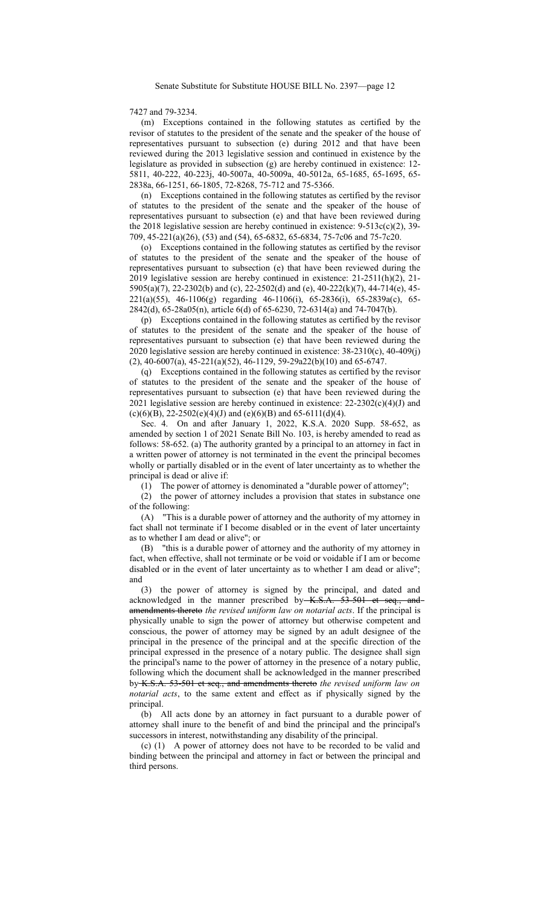7427 and 79-3234.

(m) Exceptions contained in the following statutes as certified by the revisor of statutes to the president of the senate and the speaker of the house of representatives pursuant to subsection (e) during 2012 and that have been reviewed during the 2013 legislative session and continued in existence by the legislature as provided in subsection (g) are hereby continued in existence: 12-5811, 40-222, 40-223j, 40-5007a, 40-5009a, 40-5012a, 65-1685, 65-1695, 65-2838a, 66-1251, 66-1805, 72-8268, 75-712 and 75-5366.

(n) Exceptions contained in the following statutes as certified by the revisor of statutes to the president of the senate and the speaker of the house of representatives pursuant to subsection (e) and that have been reviewed during the 2018 legislative session are hereby continued in existence: 9-513c(c)(2), 39-709, 45-221(a)(26), (53) and (54), 65-6832, 65-6834, 75-7c06 and 75-7c20.

(o) Exceptions contained in the following statutes as certified by the revisor of statutes to the president of the senate and the speaker of the house of representatives pursuant to subsection (e) that have been reviewed during the 2019 legislative session are hereby continued in existence: 21-2511(h)(2), 21-5905(a)(7), 22-2302(b) and (c), 22-2502(d) and (e), 40-222(k)(7), 44-714(e), 45-221(a)(55), 46-1106(g) regarding 46-1106(i), 65-2836(i), 65-2839a(c), 65-2842(d), 65-28a05(n), article 6(d) of 65-6230, 72-6314(a) and 74-7047(b).

(p) Exceptions contained in the following statutes as certified by the revisor of statutes to the president of the senate and the speaker of the house of representatives pursuant to subsection (e) that have been reviewed during the 2020 legislative session are hereby continued in existence: 38-2310(c), 40-409(j)(2), 40-6007(a), 45-221(a)(52), 46-1129, 59-29a22(b)(10) and 65-6747.

(q) Exceptions contained in the following statutes as certified by the revisor of statutes to the president of the senate and the speaker of the house of representatives pursuant to subsection (e) that have been reviewed during the 2021 legislative session are hereby continued in existence: 22-2302(c)(4)(J) and (c)(6)(B), 22-2502(e)(4)(J) and (e)(6)(B) and 65-6111(d)(4).

Sec. 4. On and after January 1, 2022, K.S.A. 2020 Supp. 58-652, as amended by section 1 of 2021 Senate Bill No. 103, is hereby amended to read as follows: 58-652. (a) The authority granted by a principal to an attorney in fact in a written power of attorney is not terminated in the event the principal becomes wholly or partially disabled or in the event of later uncertainty as to whether the principal is dead or alive if:

(1) The power of attorney is denominated a "durable power of attorney";

(2) the power of attorney includes a provision that states in substance one of the following:

(A) "This is a durable power of attorney and the authority of my attorney in fact shall not terminate if I become disabled or in the event of later uncertainty as to whether I am dead or alive"; or

(B) "this is a durable power of attorney and the authority of my attorney in fact, when effective, shall not terminate or be void or voidable if I am or become disabled or in the event of later uncertainty as to whether I am dead or alive"; and

(3) the power of attorney is signed by the principal, and dated and acknowledged in the manner prescribed by ~~K.S.A. 53-501 et seq., and amendments thereto~~ *the revised uniform law on notarial acts*. If the principal is physically unable to sign the power of attorney but otherwise competent and conscious, the power of attorney may be signed by an adult designee of the principal in the presence of the principal and at the specific direction of the principal expressed in the presence of a notary public. The designee shall sign the principal's name to the power of attorney in the presence of a notary public, following which the document shall be acknowledged in the manner prescribed by ~~K.S.A. 53-501 et seq., and amendments thereto~~ *the revised uniform law on notarial acts*, to the same extent and effect as if physically signed by the principal.

(b) All acts done by an attorney in fact pursuant to a durable power of attorney shall inure to the benefit of and bind the principal and the principal's successors in interest, notwithstanding any disability of the principal.

(c) (1) A power of attorney does not have to be recorded to be valid and binding between the principal and attorney in fact or between the principal and third persons.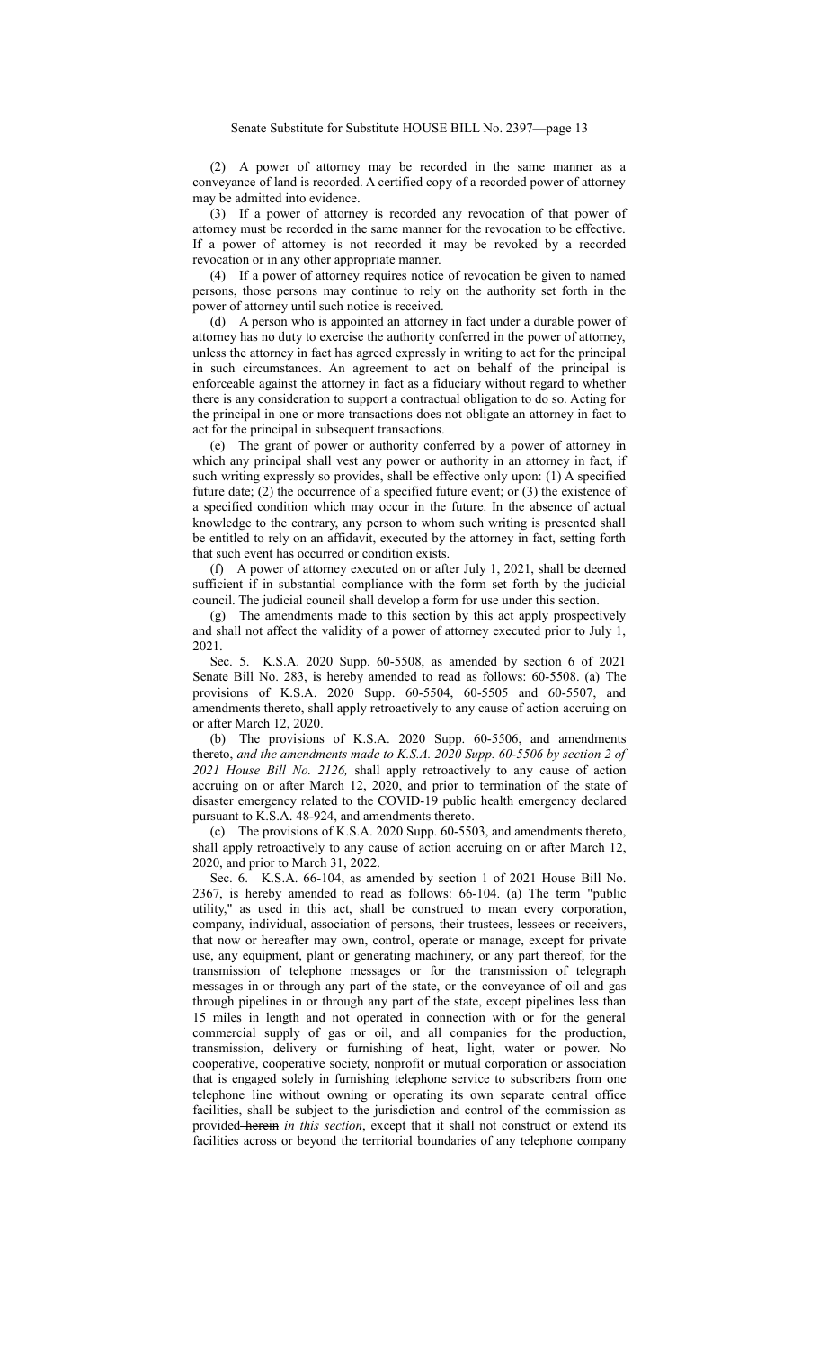(2) A power of attorney may be recorded in the same manner as a conveyance of land is recorded. A certified copy of a recorded power of attorney may be admitted into evidence.

(3) If a power of attorney is recorded any revocation of that power of attorney must be recorded in the same manner for the revocation to be effective. If a power of attorney is not recorded it may be revoked by a recorded revocation or in any other appropriate manner.

(4) If a power of attorney requires notice of revocation be given to named persons, those persons may continue to rely on the authority set forth in the power of attorney until such notice is received.

(d) A person who is appointed an attorney in fact under a durable power of attorney has no duty to exercise the authority conferred in the power of attorney, unless the attorney in fact has agreed expressly in writing to act for the principal in such circumstances. An agreement to act on behalf of the principal is enforceable against the attorney in fact as a fiduciary without regard to whether there is any consideration to support a contractual obligation to do so. Acting for the principal in one or more transactions does not obligate an attorney in fact to act for the principal in subsequent transactions.

(e) The grant of power or authority conferred by a power of attorney in which any principal shall vest any power or authority in an attorney in fact, if such writing expressly so provides, shall be effective only upon: (1) A specified future date; (2) the occurrence of a specified future event; or (3) the existence of a specified condition which may occur in the future. In the absence of actual knowledge to the contrary, any person to whom such writing is presented shall be entitled to rely on an affidavit, executed by the attorney in fact, setting forth that such event has occurred or condition exists.

(f) A power of attorney executed on or after July 1, 2021, shall be deemed sufficient if in substantial compliance with the form set forth by the judicial council. The judicial council shall develop a form for use under this section.

(g) The amendments made to this section by this act apply prospectively and shall not affect the validity of a power of attorney executed prior to July 1, 2021.

Sec. 5. K.S.A. 2020 Supp. 60-5508, as amended by section 6 of 2021 Senate Bill No. 283, is hereby amended to read as follows: 60-5508. (a) The provisions of K.S.A. 2020 Supp. 60-5504, 60-5505 and 60-5507, and amendments thereto, shall apply retroactively to any cause of action accruing on or after March 12, 2020.

(b) The provisions of K.S.A. 2020 Supp. 60-5506, and amendments thereto, *and the amendments made to K.S.A. 2020 Supp. 60-5506 by section 2 of 2021 House Bill No. 2126,* shall apply retroactively to any cause of action accruing on or after March 12, 2020, and prior to termination of the state of disaster emergency related to the COVID-19 public health emergency declared pursuant to K.S.A. 48-924, and amendments thereto.

(c) The provisions of K.S.A. 2020 Supp. 60-5503, and amendments thereto, shall apply retroactively to any cause of action accruing on or after March 12, 2020, and prior to March 31, 2022.

Sec. 6. K.S.A. 66-104, as amended by section 1 of 2021 House Bill No. 2367, is hereby amended to read as follows: 66-104. (a) The term "public utility," as used in this act, shall be construed to mean every corporation, company, individual, association of persons, their trustees, lessees or receivers, that now or hereafter may own, control, operate or manage, except for private use, any equipment, plant or generating machinery, or any part thereof, for the transmission of telephone messages or for the transmission of telegraph messages in or through any part of the state, or the conveyance of oil and gas through pipelines in or through any part of the state, except pipelines less than 15 miles in length and not operated in connection with or for the general commercial supply of gas or oil, and all companies for the production, transmission, delivery or furnishing of heat, light, water or power. No cooperative, cooperative society, nonprofit or mutual corporation or association that is engaged solely in furnishing telephone service to subscribers from one telephone line without owning or operating its own separate central office facilities, shall be subject to the jurisdiction and control of the commission as provided ~~herein~~ *in this section*, except that it shall not construct or extend its facilities across or beyond the territorial boundaries of any telephone company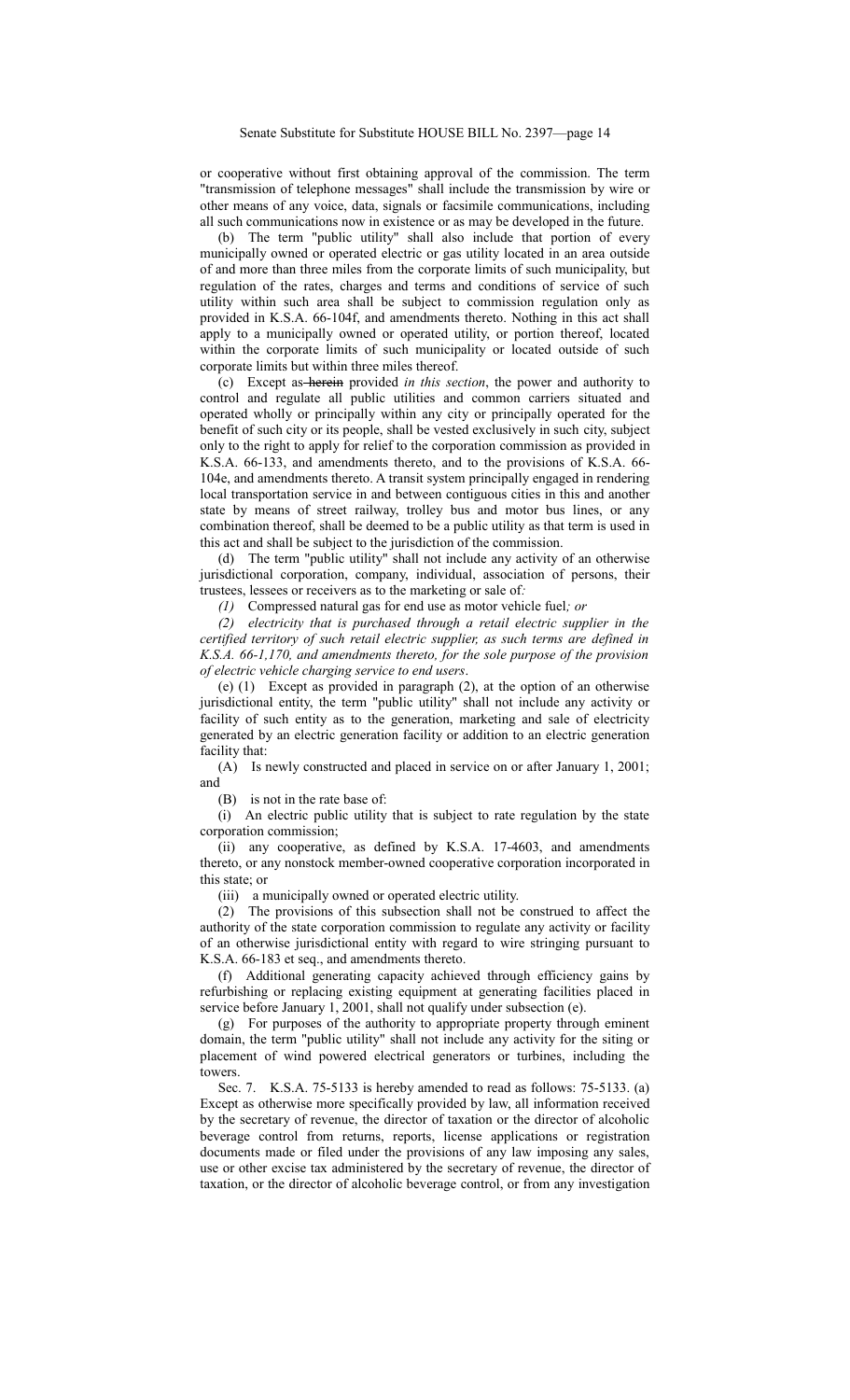or cooperative without first obtaining approval of the commission. The term "transmission of telephone messages" shall include the transmission by wire or other means of any voice, data, signals or facsimile communications, including all such communications now in existence or as may be developed in the future.

(b) The term "public utility" shall also include that portion of every municipally owned or operated electric or gas utility located in an area outside of and more than three miles from the corporate limits of such municipality, but regulation of the rates, charges and terms and conditions of service of such utility within such area shall be subject to commission regulation only as provided in K.S.A. 66-104f, and amendments thereto. Nothing in this act shall apply to a municipally owned or operated utility, or portion thereof, located within the corporate limits of such municipality or located outside of such corporate limits but within three miles thereof.

(c) Except as ~~herein~~ provided *in this section*, the power and authority to control and regulate all public utilities and common carriers situated and operated wholly or principally within any city or principally operated for the benefit of such city or its people, shall be vested exclusively in such city, subject only to the right to apply for relief to the corporation commission as provided in K.S.A. 66-133, and amendments thereto, and to the provisions of K.S.A. 66-104e, and amendments thereto. A transit system principally engaged in rendering local transportation service in and between contiguous cities in this and another state by means of street railway, trolley bus and motor bus lines, or any combination thereof, shall be deemed to be a public utility as that term is used in this act and shall be subject to the jurisdiction of the commission.

(d) The term "public utility" shall not include any activity of an otherwise jurisdictional corporation, company, individual, association of persons, their trustees, lessees or receivers as to the marketing or sale of*:*

*(1)* Compressed natural gas for end use as motor vehicle fuel*; or*

*(2) electricity that is purchased through a retail electric supplier in the certified territory of such retail electric supplier, as such terms are defined in K.S.A. 66-1,170, and amendments thereto, for the sole purpose of the provision of electric vehicle charging service to end users*.

(e) (1) Except as provided in paragraph (2), at the option of an otherwise jurisdictional entity, the term "public utility" shall not include any activity or facility of such entity as to the generation, marketing and sale of electricity generated by an electric generation facility or addition to an electric generation facility that:

(A) Is newly constructed and placed in service on or after January 1, 2001; and

(B) is not in the rate base of:

(i) An electric public utility that is subject to rate regulation by the state corporation commission;

(ii) any cooperative, as defined by K.S.A. 17-4603, and amendments thereto, or any nonstock member-owned cooperative corporation incorporated in this state; or

(iii) a municipally owned or operated electric utility.

(2) The provisions of this subsection shall not be construed to affect the authority of the state corporation commission to regulate any activity or facility of an otherwise jurisdictional entity with regard to wire stringing pursuant to K.S.A. 66-183 et seq., and amendments thereto.

(f) Additional generating capacity achieved through efficiency gains by refurbishing or replacing existing equipment at generating facilities placed in service before January 1, 2001, shall not qualify under subsection (e).

(g) For purposes of the authority to appropriate property through eminent domain, the term "public utility" shall not include any activity for the siting or placement of wind powered electrical generators or turbines, including the towers.

Sec. 7. K.S.A. 75-5133 is hereby amended to read as follows: 75-5133. (a) Except as otherwise more specifically provided by law, all information received by the secretary of revenue, the director of taxation or the director of alcoholic beverage control from returns, reports, license applications or registration documents made or filed under the provisions of any law imposing any sales, use or other excise tax administered by the secretary of revenue, the director of taxation, or the director of alcoholic beverage control, or from any investigation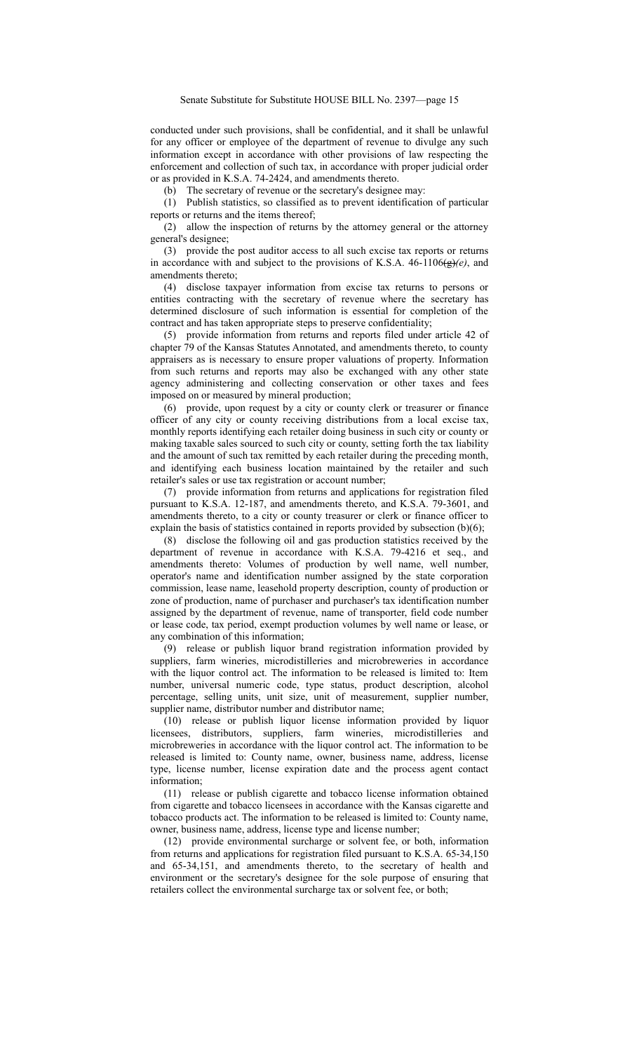conducted under such provisions, shall be confidential, and it shall be unlawful for any officer or employee of the department of revenue to divulge any such information except in accordance with other provisions of law respecting the enforcement and collection of such tax, in accordance with proper judicial order or as provided in K.S.A. 74-2424, and amendments thereto.

(b) The secretary of revenue or the secretary's designee may:

(1) Publish statistics, so classified as to prevent identification of particular reports or returns and the items thereof;

(2) allow the inspection of returns by the attorney general or the attorney general's designee;

(3) provide the post auditor access to all such excise tax reports or returns in accordance with and subject to the provisions of K.S.A. 46-1106~~(g)~~*(e)*, and amendments thereto;

(4) disclose taxpayer information from excise tax returns to persons or entities contracting with the secretary of revenue where the secretary has determined disclosure of such information is essential for completion of the contract and has taken appropriate steps to preserve confidentiality;

(5) provide information from returns and reports filed under article 42 of chapter 79 of the Kansas Statutes Annotated, and amendments thereto, to county appraisers as is necessary to ensure proper valuations of property. Information from such returns and reports may also be exchanged with any other state agency administering and collecting conservation or other taxes and fees imposed on or measured by mineral production;

(6) provide, upon request by a city or county clerk or treasurer or finance officer of any city or county receiving distributions from a local excise tax, monthly reports identifying each retailer doing business in such city or county or making taxable sales sourced to such city or county, setting forth the tax liability and the amount of such tax remitted by each retailer during the preceding month, and identifying each business location maintained by the retailer and such retailer's sales or use tax registration or account number;

(7) provide information from returns and applications for registration filed pursuant to K.S.A. 12-187, and amendments thereto, and K.S.A. 79-3601, and amendments thereto, to a city or county treasurer or clerk or finance officer to explain the basis of statistics contained in reports provided by subsection (b)(6);

(8) disclose the following oil and gas production statistics received by the department of revenue in accordance with K.S.A. 79-4216 et seq., and amendments thereto: Volumes of production by well name, well number, operator's name and identification number assigned by the state corporation commission, lease name, leasehold property description, county of production or zone of production, name of purchaser and purchaser's tax identification number assigned by the department of revenue, name of transporter, field code number or lease code, tax period, exempt production volumes by well name or lease, or any combination of this information;

(9) release or publish liquor brand registration information provided by suppliers, farm wineries, microdistilleries and microbreweries in accordance with the liquor control act. The information to be released is limited to: Item number, universal numeric code, type status, product description, alcohol percentage, selling units, unit size, unit of measurement, supplier number, supplier name, distributor number and distributor name;

(10) release or publish liquor license information provided by liquor licensees, distributors, suppliers, farm wineries, microdistilleries and microbreweries in accordance with the liquor control act. The information to be released is limited to: County name, owner, business name, address, license type, license number, license expiration date and the process agent contact information;

(11) release or publish cigarette and tobacco license information obtained from cigarette and tobacco licensees in accordance with the Kansas cigarette and tobacco products act. The information to be released is limited to: County name, owner, business name, address, license type and license number;

(12) provide environmental surcharge or solvent fee, or both, information from returns and applications for registration filed pursuant to K.S.A. 65-34,150 and 65-34,151, and amendments thereto, to the secretary of health and environment or the secretary's designee for the sole purpose of ensuring that retailers collect the environmental surcharge tax or solvent fee, or both;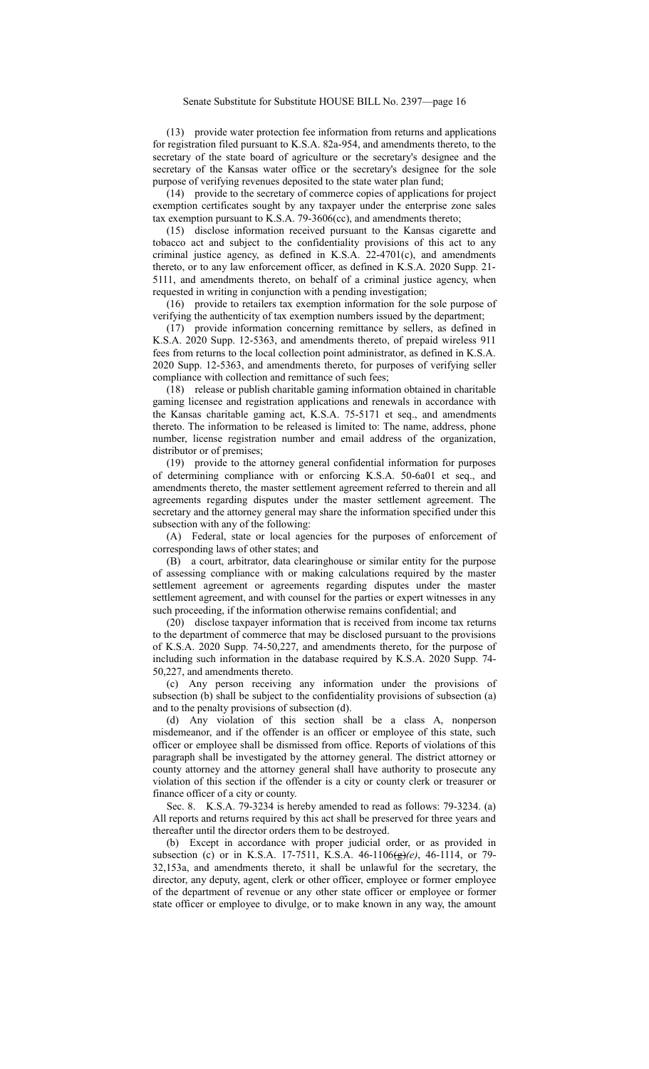(13) provide water protection fee information from returns and applications for registration filed pursuant to K.S.A. 82a-954, and amendments thereto, to the secretary of the state board of agriculture or the secretary's designee and the secretary of the Kansas water office or the secretary's designee for the sole purpose of verifying revenues deposited to the state water plan fund;

(14) provide to the secretary of commerce copies of applications for project exemption certificates sought by any taxpayer under the enterprise zone sales tax exemption pursuant to K.S.A. 79-3606(cc), and amendments thereto;

(15) disclose information received pursuant to the Kansas cigarette and tobacco act and subject to the confidentiality provisions of this act to any criminal justice agency, as defined in K.S.A. 22-4701(c), and amendments thereto, or to any law enforcement officer, as defined in K.S.A. 2020 Supp. 21-5111, and amendments thereto, on behalf of a criminal justice agency, when requested in writing in conjunction with a pending investigation;

(16) provide to retailers tax exemption information for the sole purpose of verifying the authenticity of tax exemption numbers issued by the department;

(17) provide information concerning remittance by sellers, as defined in K.S.A. 2020 Supp. 12-5363, and amendments thereto, of prepaid wireless 911 fees from returns to the local collection point administrator, as defined in K.S.A. 2020 Supp. 12-5363, and amendments thereto, for purposes of verifying seller compliance with collection and remittance of such fees;

(18) release or publish charitable gaming information obtained in charitable gaming licensee and registration applications and renewals in accordance with the Kansas charitable gaming act, K.S.A. 75-5171 et seq., and amendments thereto. The information to be released is limited to: The name, address, phone number, license registration number and email address of the organization, distributor or of premises;

(19) provide to the attorney general confidential information for purposes of determining compliance with or enforcing K.S.A. 50-6a01 et seq., and amendments thereto, the master settlement agreement referred to therein and all agreements regarding disputes under the master settlement agreement. The secretary and the attorney general may share the information specified under this subsection with any of the following:

(A) Federal, state or local agencies for the purposes of enforcement of corresponding laws of other states; and

(B) a court, arbitrator, data clearinghouse or similar entity for the purpose of assessing compliance with or making calculations required by the master settlement agreement or agreements regarding disputes under the master settlement agreement, and with counsel for the parties or expert witnesses in any such proceeding, if the information otherwise remains confidential; and

(20) disclose taxpayer information that is received from income tax returns to the department of commerce that may be disclosed pursuant to the provisions of K.S.A. 2020 Supp. 74-50,227, and amendments thereto, for the purpose of including such information in the database required by K.S.A. 2020 Supp. 74-50,227, and amendments thereto.

(c) Any person receiving any information under the provisions of subsection (b) shall be subject to the confidentiality provisions of subsection (a) and to the penalty provisions of subsection (d).

(d) Any violation of this section shall be a class A, nonperson misdemeanor, and if the offender is an officer or employee of this state, such officer or employee shall be dismissed from office. Reports of violations of this paragraph shall be investigated by the attorney general. The district attorney or county attorney and the attorney general shall have authority to prosecute any violation of this section if the offender is a city or county clerk or treasurer or finance officer of a city or county.

Sec. 8. K.S.A. 79-3234 is hereby amended to read as follows: 79-3234. (a) All reports and returns required by this act shall be preserved for three years and thereafter until the director orders them to be destroyed.

(b) Except in accordance with proper judicial order, or as provided in subsection (c) or in K.S.A. 17-7511, K.S.A. 46-1106~~(g)~~*(e)*, 46-1114, or 79-32,153a, and amendments thereto, it shall be unlawful for the secretary, the director, any deputy, agent, clerk or other officer, employee or former employee of the department of revenue or any other state officer or employee or former state officer or employee to divulge, or to make known in any way, the amount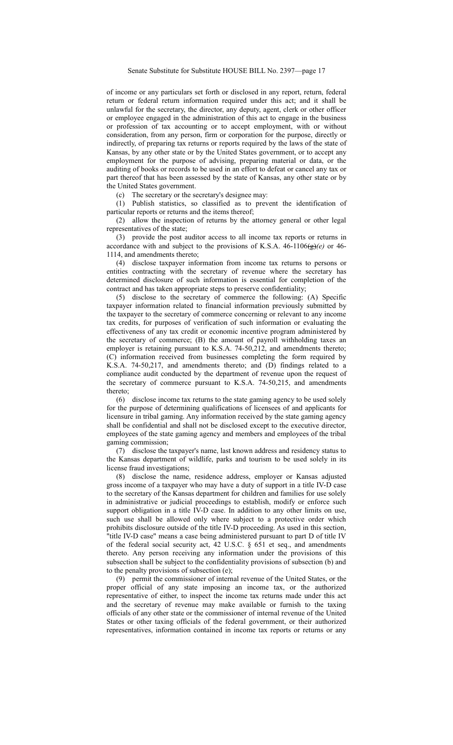of income or any particulars set forth or disclosed in any report, return, federal return or federal return information required under this act; and it shall be unlawful for the secretary, the director, any deputy, agent, clerk or other officer or employee engaged in the administration of this act to engage in the business or profession of tax accounting or to accept employment, with or without consideration, from any person, firm or corporation for the purpose, directly or indirectly, of preparing tax returns or reports required by the laws of the state of Kansas, by any other state or by the United States government, or to accept any employment for the purpose of advising, preparing material or data, or the auditing of books or records to be used in an effort to defeat or cancel any tax or part thereof that has been assessed by the state of Kansas, any other state or by the United States government.

(c) The secretary or the secretary's designee may:

(1) Publish statistics, so classified as to prevent the identification of particular reports or returns and the items thereof;

(2) allow the inspection of returns by the attorney general or other legal representatives of the state;

(3) provide the post auditor access to all income tax reports or returns in accordance with and subject to the provisions of K.S.A. 46-1106~~(g)~~*(e)* or 46-1114, and amendments thereto;

(4) disclose taxpayer information from income tax returns to persons or entities contracting with the secretary of revenue where the secretary has determined disclosure of such information is essential for completion of the contract and has taken appropriate steps to preserve confidentiality;

(5) disclose to the secretary of commerce the following: (A) Specific taxpayer information related to financial information previously submitted by the taxpayer to the secretary of commerce concerning or relevant to any income tax credits, for purposes of verification of such information or evaluating the effectiveness of any tax credit or economic incentive program administered by the secretary of commerce; (B) the amount of payroll withholding taxes an employer is retaining pursuant to K.S.A. 74-50,212, and amendments thereto; (C) information received from businesses completing the form required by K.S.A. 74-50,217, and amendments thereto; and (D) findings related to a compliance audit conducted by the department of revenue upon the request of the secretary of commerce pursuant to K.S.A. 74-50,215, and amendments thereto;

(6) disclose income tax returns to the state gaming agency to be used solely for the purpose of determining qualifications of licensees of and applicants for licensure in tribal gaming. Any information received by the state gaming agency shall be confidential and shall not be disclosed except to the executive director, employees of the state gaming agency and members and employees of the tribal gaming commission;

(7) disclose the taxpayer's name, last known address and residency status to the Kansas department of wildlife, parks and tourism to be used solely in its license fraud investigations;

(8) disclose the name, residence address, employer or Kansas adjusted gross income of a taxpayer who may have a duty of support in a title IV-D case to the secretary of the Kansas department for children and families for use solely in administrative or judicial proceedings to establish, modify or enforce such support obligation in a title IV-D case. In addition to any other limits on use, such use shall be allowed only where subject to a protective order which prohibits disclosure outside of the title IV-D proceeding. As used in this section, "title IV-D case" means a case being administered pursuant to part D of title IV of the federal social security act, 42 U.S.C. § 651 et seq., and amendments thereto. Any person receiving any information under the provisions of this subsection shall be subject to the confidentiality provisions of subsection (b) and to the penalty provisions of subsection (e);

(9) permit the commissioner of internal revenue of the United States, or the proper official of any state imposing an income tax, or the authorized representative of either, to inspect the income tax returns made under this act and the secretary of revenue may make available or furnish to the taxing officials of any other state or the commissioner of internal revenue of the United States or other taxing officials of the federal government, or their authorized representatives, information contained in income tax reports or returns or any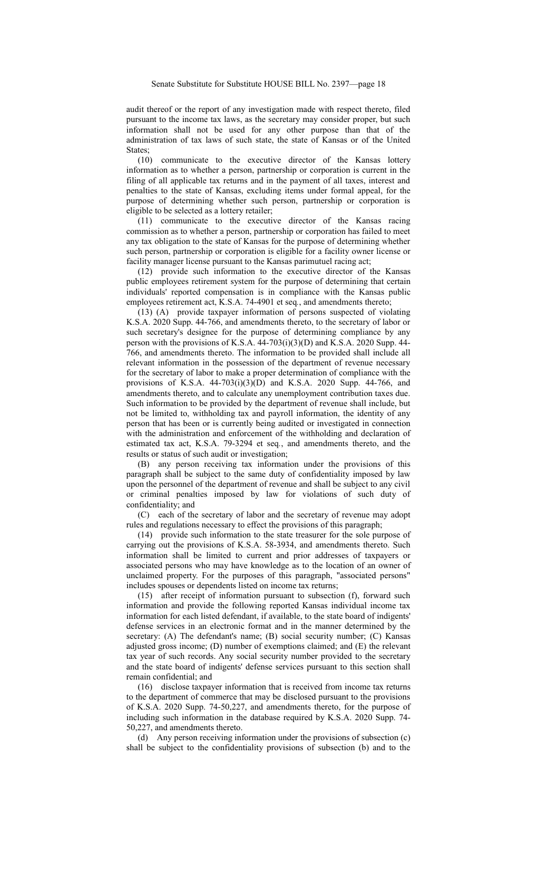audit thereof or the report of any investigation made with respect thereto, filed pursuant to the income tax laws, as the secretary may consider proper, but such information shall not be used for any other purpose than that of the administration of tax laws of such state, the state of Kansas or of the United States;

(10) communicate to the executive director of the Kansas lottery information as to whether a person, partnership or corporation is current in the filing of all applicable tax returns and in the payment of all taxes, interest and penalties to the state of Kansas, excluding items under formal appeal, for the purpose of determining whether such person, partnership or corporation is eligible to be selected as a lottery retailer;

(11) communicate to the executive director of the Kansas racing commission as to whether a person, partnership or corporation has failed to meet any tax obligation to the state of Kansas for the purpose of determining whether such person, partnership or corporation is eligible for a facility owner license or facility manager license pursuant to the Kansas parimutuel racing act;

(12) provide such information to the executive director of the Kansas public employees retirement system for the purpose of determining that certain individuals' reported compensation is in compliance with the Kansas public employees retirement act, K.S.A. 74-4901 et seq., and amendments thereto;

(13) (A) provide taxpayer information of persons suspected of violating K.S.A. 2020 Supp. 44-766, and amendments thereto, to the secretary of labor or such secretary's designee for the purpose of determining compliance by any person with the provisions of K.S.A. 44-703(i)(3)(D) and K.S.A. 2020 Supp. 44-766, and amendments thereto. The information to be provided shall include all relevant information in the possession of the department of revenue necessary for the secretary of labor to make a proper determination of compliance with the provisions of K.S.A. 44-703(i)(3)(D) and K.S.A. 2020 Supp. 44-766, and amendments thereto, and to calculate any unemployment contribution taxes due. Such information to be provided by the department of revenue shall include, but not be limited to, withholding tax and payroll information, the identity of any person that has been or is currently being audited or investigated in connection with the administration and enforcement of the withholding and declaration of estimated tax act, K.S.A. 79-3294 et seq., and amendments thereto, and the results or status of such audit or investigation;

(B) any person receiving tax information under the provisions of this paragraph shall be subject to the same duty of confidentiality imposed by law upon the personnel of the department of revenue and shall be subject to any civil or criminal penalties imposed by law for violations of such duty of confidentiality; and

(C) each of the secretary of labor and the secretary of revenue may adopt rules and regulations necessary to effect the provisions of this paragraph;

(14) provide such information to the state treasurer for the sole purpose of carrying out the provisions of K.S.A. 58-3934, and amendments thereto. Such information shall be limited to current and prior addresses of taxpayers or associated persons who may have knowledge as to the location of an owner of unclaimed property. For the purposes of this paragraph, "associated persons" includes spouses or dependents listed on income tax returns;

(15) after receipt of information pursuant to subsection (f), forward such information and provide the following reported Kansas individual income tax information for each listed defendant, if available, to the state board of indigents' defense services in an electronic format and in the manner determined by the secretary: (A) The defendant's name; (B) social security number; (C) Kansas adjusted gross income; (D) number of exemptions claimed; and (E) the relevant tax year of such records. Any social security number provided to the secretary and the state board of indigents' defense services pursuant to this section shall remain confidential; and

(16) disclose taxpayer information that is received from income tax returns to the department of commerce that may be disclosed pursuant to the provisions of K.S.A. 2020 Supp. 74-50,227, and amendments thereto, for the purpose of including such information in the database required by K.S.A. 2020 Supp. 74-50,227, and amendments thereto.

(d) Any person receiving information under the provisions of subsection (c) shall be subject to the confidentiality provisions of subsection (b) and to the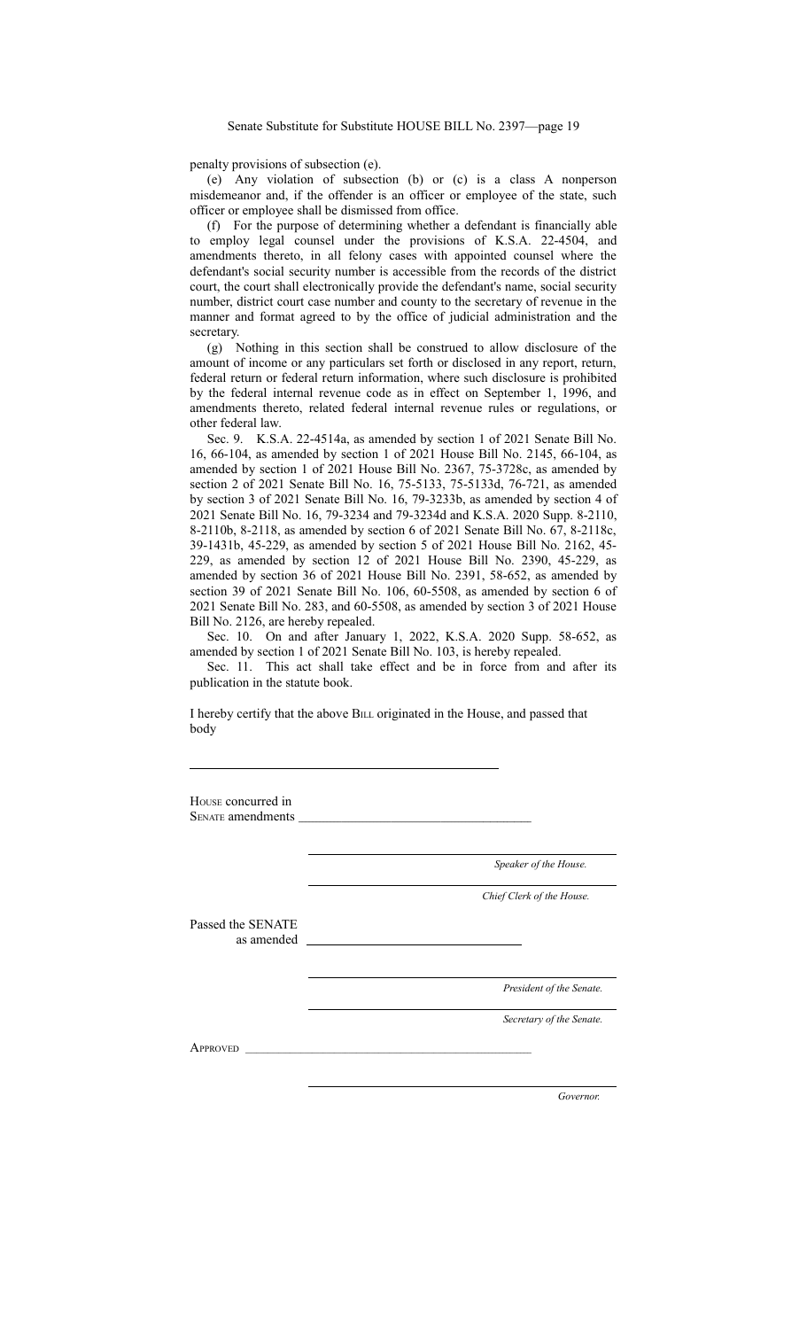penalty provisions of subsection (e).

(e) Any violation of subsection (b) or (c) is a class A nonperson misdemeanor and, if the offender is an officer or employee of the state, such officer or employee shall be dismissed from office.

(f) For the purpose of determining whether a defendant is financially able to employ legal counsel under the provisions of K.S.A. 22-4504, and amendments thereto, in all felony cases with appointed counsel where the defendant's social security number is accessible from the records of the district court, the court shall electronically provide the defendant's name, social security number, district court case number and county to the secretary of revenue in the manner and format agreed to by the office of judicial administration and the secretary.

(g) Nothing in this section shall be construed to allow disclosure of the amount of income or any particulars set forth or disclosed in any report, return, federal return or federal return information, where such disclosure is prohibited by the federal internal revenue code as in effect on September 1, 1996, and amendments thereto, related federal internal revenue rules or regulations, or other federal law.

Sec. 9. K.S.A. 22-4514a, as amended by section 1 of 2021 Senate Bill No. 16, 66-104, as amended by section 1 of 2021 House Bill No. 2145, 66-104, as amended by section 1 of 2021 House Bill No. 2367, 75-3728c, as amended by section 2 of 2021 Senate Bill No. 16, 75-5133, 75-5133d, 76-721, as amended by section 3 of 2021 Senate Bill No. 16, 79-3233b, as amended by section 4 of 2021 Senate Bill No. 16, 79-3234 and 79-3234d and K.S.A. 2020 Supp. 8-2110, 8-2110b, 8-2118, as amended by section 6 of 2021 Senate Bill No. 67, 8-2118c, 39-1431b, 45-229, as amended by section 5 of 2021 House Bill No. 2162, 45-229, as amended by section 12 of 2021 House Bill No. 2390, 45-229, as amended by section 36 of 2021 House Bill No. 2391, 58-652, as amended by section 39 of 2021 Senate Bill No. 106, 60-5508, as amended by section 6 of 2021 Senate Bill No. 283, and 60-5508, as amended by section 3 of 2021 House Bill No. 2126, are hereby repealed.

Sec. 10. On and after January 1, 2022, K.S.A. 2020 Supp. 58-652, as amended by section 1 of 2021 Senate Bill No. 103, is hereby repealed.

Sec. 11. This act shall take effect and be in force from and after its publication in the statute book.

I hereby certify that the above BILL originated in the House, and passed that body

\_\_\_\_\_\_\_\_\_\_\_\_\_\_\_\_\_\_\_\_\_\_\_\_\_\_\_\_\_\_\_\_\_\_\_\_\_\_\_\_

HOUSE concurred in
SENATE amendments \_\_\_\_\_\_\_\_\_\_\_\_\_\_\_\_\_\_\_\_\_\_\_\_\_\_\_\_\_\_\_\_

\_\_\_\_\_\_\_\_\_\_\_\_\_\_\_\_\_\_\_\_\_\_\_\_\_\_\_\_\_\_\_\_
*Speaker of the House.*

\_\_\_\_\_\_\_\_\_\_\_\_\_\_\_\_\_\_\_\_\_\_\_\_\_\_\_\_\_\_\_\_
*Chief Clerk of the House.*

Passed the SENATE
as amended \_\_\_\_\_\_\_\_\_\_\_\_\_\_\_\_\_\_\_\_\_\_\_\_\_\_\_\_\_\_\_\_

\_\_\_\_\_\_\_\_\_\_\_\_\_\_\_\_\_\_\_\_\_\_\_\_\_\_\_\_\_\_\_\_
*President of the Senate.*

\_\_\_\_\_\_\_\_\_\_\_\_\_\_\_\_\_\_\_\_\_\_\_\_\_\_\_\_\_\_\_\_
*Secretary of the Senate.*

APPROVED \_\_\_\_\_\_\_\_\_\_\_\_\_\_\_\_\_\_\_\_\_\_\_\_\_\_\_\_\_\_\_\_

\_\_\_\_\_\_\_\_\_\_\_\_\_\_\_\_\_\_\_\_\_\_\_\_\_\_\_\_\_\_\_\_
*Governor.*